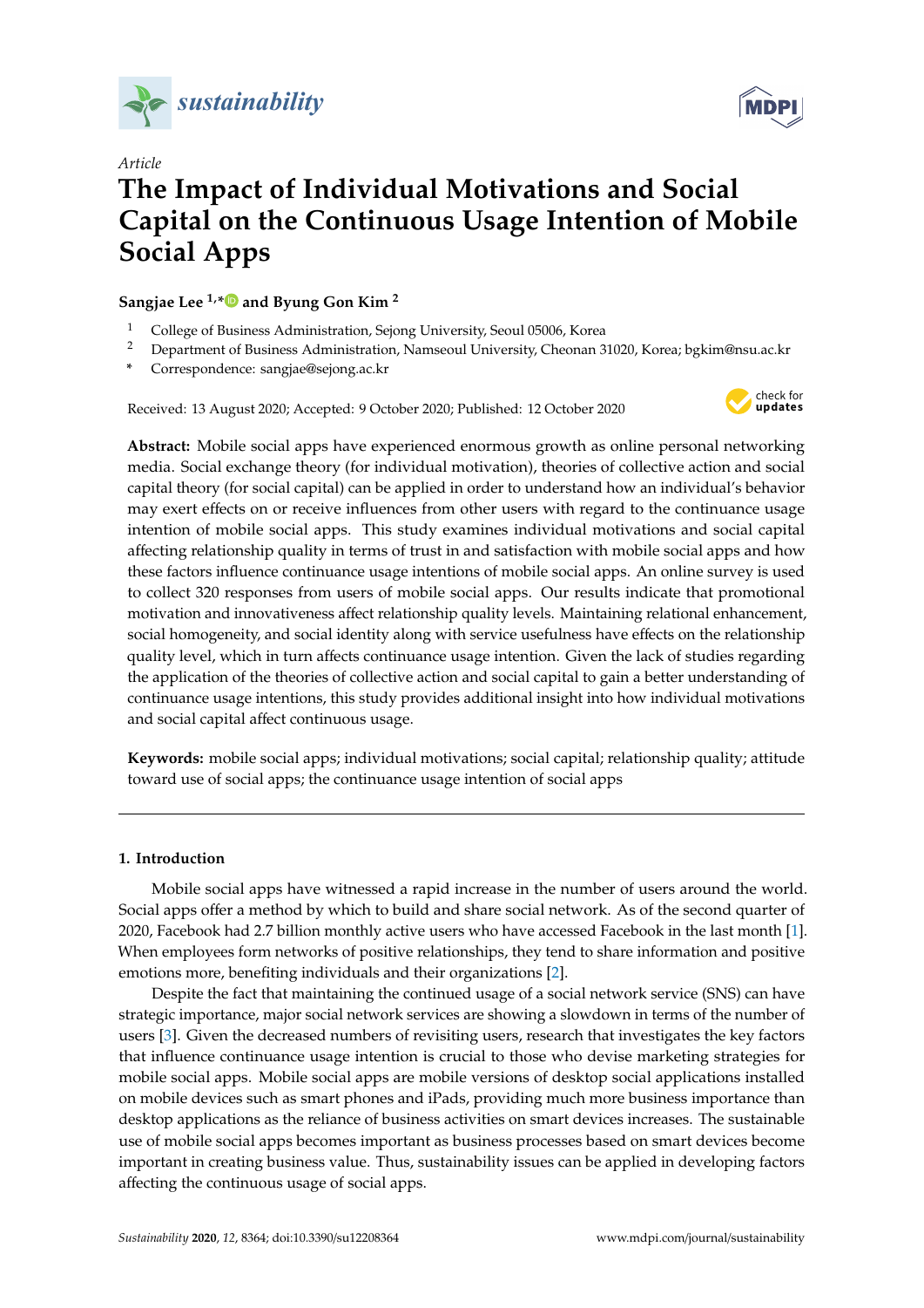*sustainability*

Article

# The Impact of Individual Motivations and Social Capital on the Continuous Usage Intention of Mobile Social Apps

**Sangjae Lee [1,*] and Byung Gon Kim [2]**

[1] College of Business Administration, Sejong University, Seoul 05006, Korea
[2] Department of Business Administration, Namseoul University, Cheonan 31020, Korea; bgkim@nsu.ac.kr
* Correspondence: sangjae@sejong.ac.kr

Received: 13 August 2020; Accepted: 9 October 2020; Published: 12 October 2020

**Abstract:** Mobile social apps have experienced enormous growth as online personal networking media. Social exchange theory (for individual motivation), theories of collective action and social capital theory (for social capital) can be applied in order to understand how an individual's behavior may exert effects on or receive influences from other users with regard to the continuance usage intention of mobile social apps. This study examines individual motivations and social capital affecting relationship quality in terms of trust in and satisfaction with mobile social apps and how these factors influence continuance usage intentions of mobile social apps. An online survey is used to collect 320 responses from users of mobile social apps. Our results indicate that promotional motivation and innovativeness affect relationship quality levels. Maintaining relational enhancement, social homogeneity, and social identity along with service usefulness have effects on the relationship quality level, which in turn affects continuance usage intention. Given the lack of studies regarding the application of the theories of collective action and social capital to gain a better understanding of continuance usage intentions, this study provides additional insight into how individual motivations and social capital affect continuous usage.

**Keywords:** mobile social apps; individual motivations; social capital; relationship quality; attitude toward use of social apps; the continuance usage intention of social apps

## 1. Introduction

Mobile social apps have witnessed a rapid increase in the number of users around the world. Social apps offer a method by which to build and share social network. As of the second quarter of 2020, Facebook had 2.7 billion monthly active users who have accessed Facebook in the last month [1]. When employees form networks of positive relationships, they tend to share information and positive emotions more, benefiting individuals and their organizations [2].

Despite the fact that maintaining the continued usage of a social network service (SNS) can have strategic importance, major social network services are showing a slowdown in terms of the number of users [3]. Given the decreased numbers of revisiting users, research that investigates the key factors that influence continuance usage intention is crucial to those who devise marketing strategies for mobile social apps. Mobile social apps are mobile versions of desktop social applications installed on mobile devices such as smart phones and iPads, providing much more business importance than desktop applications as the reliance of business activities on smart devices increases. The sustainable use of mobile social apps becomes important as business processes based on smart devices become important in creating business value. Thus, sustainability issues can be applied in developing factors affecting the continuous usage of social apps.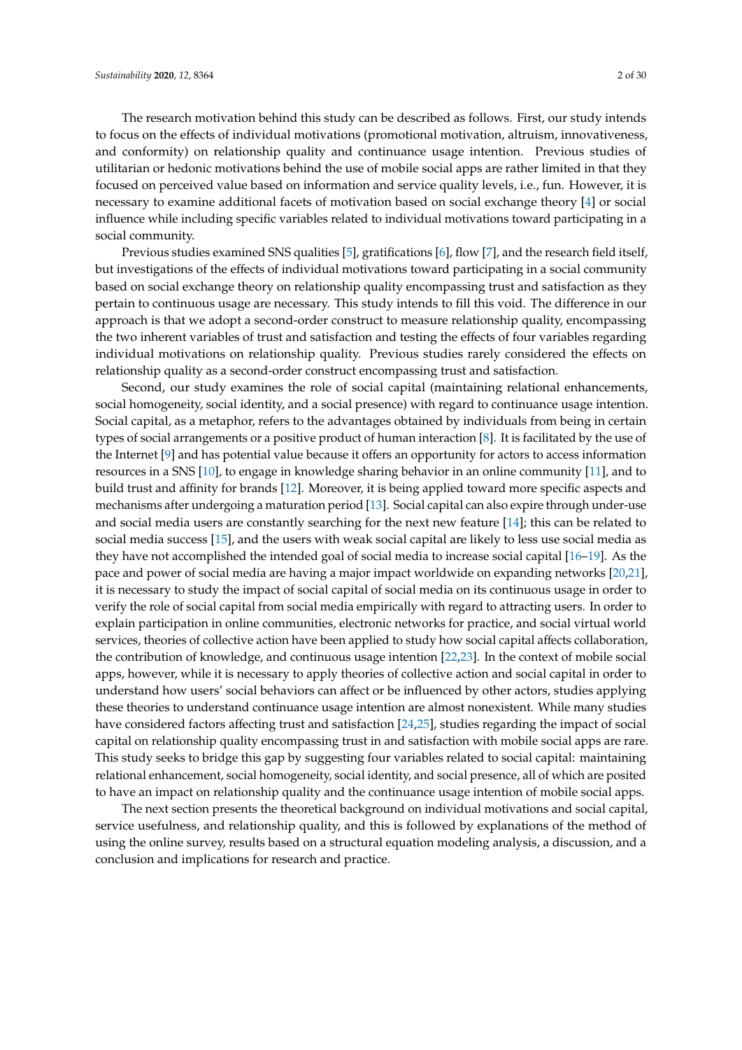The research motivation behind this study can be described as follows. First, our study intends to focus on the effects of individual motivations (promotional motivation, altruism, innovativeness, and conformity) on relationship quality and continuance usage intention. Previous studies of utilitarian or hedonic motivations behind the use of mobile social apps are rather limited in that they focused on perceived value based on information and service quality levels, i.e., fun. However, it is necessary to examine additional facets of motivation based on social exchange theory [4] or social influence while including specific variables related to individual motivations toward participating in a social community.

Previous studies examined SNS qualities [5], gratifications [6], flow [7], and the research field itself, but investigations of the effects of individual motivations toward participating in a social community based on social exchange theory on relationship quality encompassing trust and satisfaction as they pertain to continuous usage are necessary. This study intends to fill this void. The difference in our approach is that we adopt a second-order construct to measure relationship quality, encompassing the two inherent variables of trust and satisfaction and testing the effects of four variables regarding individual motivations on relationship quality. Previous studies rarely considered the effects on relationship quality as a second-order construct encompassing trust and satisfaction.

Second, our study examines the role of social capital (maintaining relational enhancements, social homogeneity, social identity, and a social presence) with regard to continuance usage intention. Social capital, as a metaphor, refers to the advantages obtained by individuals from being in certain types of social arrangements or a positive product of human interaction [8]. It is facilitated by the use of the Internet [9] and has potential value because it offers an opportunity for actors to access information resources in a SNS [10], to engage in knowledge sharing behavior in an online community [11], and to build trust and affinity for brands [12]. Moreover, it is being applied toward more specific aspects and mechanisms after undergoing a maturation period [13]. Social capital can also expire through under-use and social media users are constantly searching for the next new feature [14]; this can be related to social media success [15], and the users with weak social capital are likely to less use social media as they have not accomplished the intended goal of social media to increase social capital [16–19]. As the pace and power of social media are having a major impact worldwide on expanding networks [20,21], it is necessary to study the impact of social capital of social media on its continuous usage in order to verify the role of social capital from social media empirically with regard to attracting users. In order to explain participation in online communities, electronic networks for practice, and social virtual world services, theories of collective action have been applied to study how social capital affects collaboration, the contribution of knowledge, and continuous usage intention [22,23]. In the context of mobile social apps, however, while it is necessary to apply theories of collective action and social capital in order to understand how users' social behaviors can affect or be influenced by other actors, studies applying these theories to understand continuance usage intention are almost nonexistent. While many studies have considered factors affecting trust and satisfaction [24,25], studies regarding the impact of social capital on relationship quality encompassing trust in and satisfaction with mobile social apps are rare. This study seeks to bridge this gap by suggesting four variables related to social capital: maintaining relational enhancement, social homogeneity, social identity, and social presence, all of which are posited to have an impact on relationship quality and the continuance usage intention of mobile social apps.

The next section presents the theoretical background on individual motivations and social capital, service usefulness, and relationship quality, and this is followed by explanations of the method of using the online survey, results based on a structural equation modeling analysis, a discussion, and a conclusion and implications for research and practice.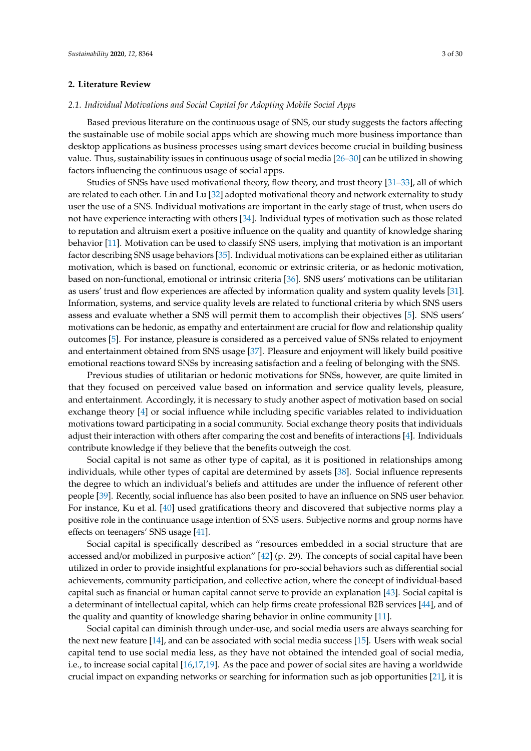## 2. Literature Review

### *2.1. Individual Motivations and Social Capital for Adopting Mobile Social Apps*

Based previous literature on the continuous usage of SNS, our study suggests the factors affecting the sustainable use of mobile social apps which are showing much more business importance than desktop applications as business processes using smart devices become crucial in building business value. Thus, sustainability issues in continuous usage of social media [26–30] can be utilized in showing factors influencing the continuous usage of social apps.

Studies of SNSs have used motivational theory, flow theory, and trust theory [31–33], all of which are related to each other. Lin and Lu [32] adopted motivational theory and network externality to study user the use of a SNS. Individual motivations are important in the early stage of trust, when users do not have experience interacting with others [34]. Individual types of motivation such as those related to reputation and altruism exert a positive influence on the quality and quantity of knowledge sharing behavior [11]. Motivation can be used to classify SNS users, implying that motivation is an important factor describing SNS usage behaviors [35]. Individual motivations can be explained either as utilitarian motivation, which is based on functional, economic or extrinsic criteria, or as hedonic motivation, based on non-functional, emotional or intrinsic criteria [36]. SNS users' motivations can be utilitarian as users' trust and flow experiences are affected by information quality and system quality levels [31]. Information, systems, and service quality levels are related to functional criteria by which SNS users assess and evaluate whether a SNS will permit them to accomplish their objectives [5]. SNS users' motivations can be hedonic, as empathy and entertainment are crucial for flow and relationship quality outcomes [5]. For instance, pleasure is considered as a perceived value of SNSs related to enjoyment and entertainment obtained from SNS usage [37]. Pleasure and enjoyment will likely build positive emotional reactions toward SNSs by increasing satisfaction and a feeling of belonging with the SNS.

Previous studies of utilitarian or hedonic motivations for SNSs, however, are quite limited in that they focused on perceived value based on information and service quality levels, pleasure, and entertainment. Accordingly, it is necessary to study another aspect of motivation based on social exchange theory [4] or social influence while including specific variables related to individuation motivations toward participating in a social community. Social exchange theory posits that individuals adjust their interaction with others after comparing the cost and benefits of interactions [4]. Individuals contribute knowledge if they believe that the benefits outweigh the cost.

Social capital is not same as other type of capital, as it is positioned in relationships among individuals, while other types of capital are determined by assets [38]. Social influence represents the degree to which an individual's beliefs and attitudes are under the influence of referent other people [39]. Recently, social influence has also been posited to have an influence on SNS user behavior. For instance, Ku et al. [40] used gratifications theory and discovered that subjective norms play a positive role in the continuance usage intention of SNS users. Subjective norms and group norms have effects on teenagers' SNS usage [41].

Social capital is specifically described as "resources embedded in a social structure that are accessed and/or mobilized in purposive action" [42] (p. 29). The concepts of social capital have been utilized in order to provide insightful explanations for pro-social behaviors such as differential social achievements, community participation, and collective action, where the concept of individual-based capital such as financial or human capital cannot serve to provide an explanation [43]. Social capital is a determinant of intellectual capital, which can help firms create professional B2B services [44], and of the quality and quantity of knowledge sharing behavior in online community [11].

Social capital can diminish through under-use, and social media users are always searching for the next new feature [14], and can be associated with social media success [15]. Users with weak social capital tend to use social media less, as they have not obtained the intended goal of social media, i.e., to increase social capital [16,17,19]. As the pace and power of social sites are having a worldwide crucial impact on expanding networks or searching for information such as job opportunities [21], it is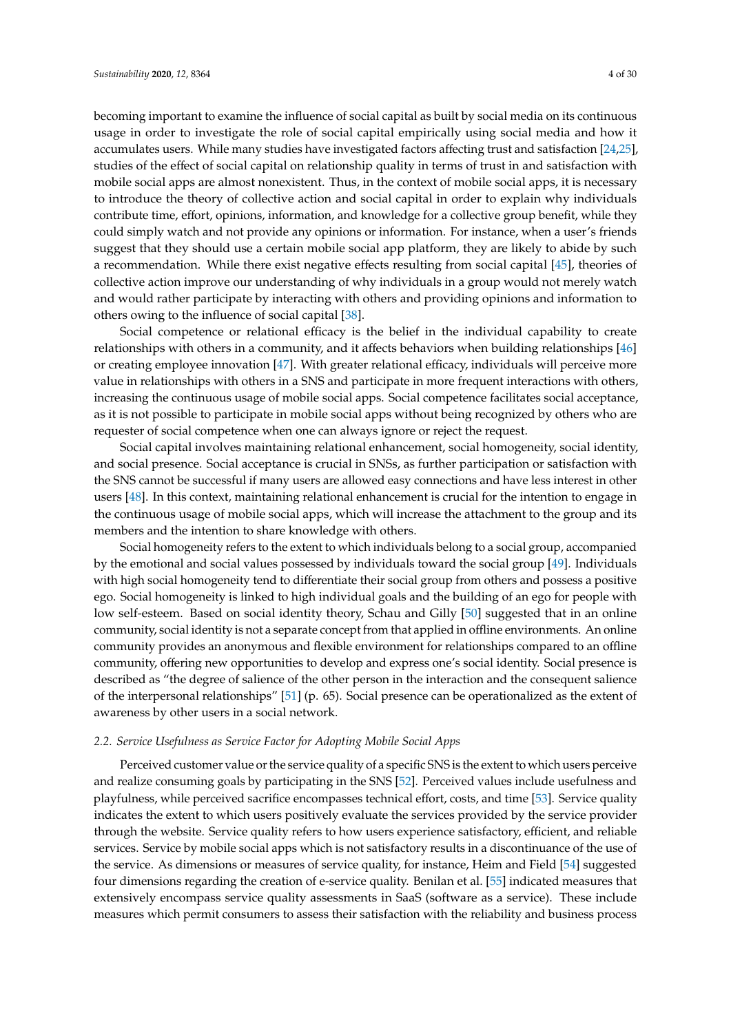becoming important to examine the influence of social capital as built by social media on its continuous usage in order to investigate the role of social capital empirically using social media and how it accumulates users. While many studies have investigated factors affecting trust and satisfaction [24,25], studies of the effect of social capital on relationship quality in terms of trust in and satisfaction with mobile social apps are almost nonexistent. Thus, in the context of mobile social apps, it is necessary to introduce the theory of collective action and social capital in order to explain why individuals contribute time, effort, opinions, information, and knowledge for a collective group benefit, while they could simply watch and not provide any opinions or information. For instance, when a user's friends suggest that they should use a certain mobile social app platform, they are likely to abide by such a recommendation. While there exist negative effects resulting from social capital [45], theories of collective action improve our understanding of why individuals in a group would not merely watch and would rather participate by interacting with others and providing opinions and information to others owing to the influence of social capital [38].

Social competence or relational efficacy is the belief in the individual capability to create relationships with others in a community, and it affects behaviors when building relationships [46] or creating employee innovation [47]. With greater relational efficacy, individuals will perceive more value in relationships with others in a SNS and participate in more frequent interactions with others, increasing the continuous usage of mobile social apps. Social competence facilitates social acceptance, as it is not possible to participate in mobile social apps without being recognized by others who are requester of social competence when one can always ignore or reject the request.

Social capital involves maintaining relational enhancement, social homogeneity, social identity, and social presence. Social acceptance is crucial in SNSs, as further participation or satisfaction with the SNS cannot be successful if many users are allowed easy connections and have less interest in other users [48]. In this context, maintaining relational enhancement is crucial for the intention to engage in the continuous usage of mobile social apps, which will increase the attachment to the group and its members and the intention to share knowledge with others.

Social homogeneity refers to the extent to which individuals belong to a social group, accompanied by the emotional and social values possessed by individuals toward the social group [49]. Individuals with high social homogeneity tend to differentiate their social group from others and possess a positive ego. Social homogeneity is linked to high individual goals and the building of an ego for people with low self-esteem. Based on social identity theory, Schau and Gilly [50] suggested that in an online community, social identity is not a separate concept from that applied in offline environments. An online community provides an anonymous and flexible environment for relationships compared to an offline community, offering new opportunities to develop and express one's social identity. Social presence is described as "the degree of salience of the other person in the interaction and the consequent salience of the interpersonal relationships" [51] (p. 65). Social presence can be operationalized as the extent of awareness by other users in a social network.

### *2.2. Service Usefulness as Service Factor for Adopting Mobile Social Apps*

Perceived customer value or the service quality of a specific SNS is the extent to which users perceive and realize consuming goals by participating in the SNS [52]. Perceived values include usefulness and playfulness, while perceived sacrifice encompasses technical effort, costs, and time [53]. Service quality indicates the extent to which users positively evaluate the services provided by the service provider through the website. Service quality refers to how users experience satisfactory, efficient, and reliable services. Service by mobile social apps which is not satisfactory results in a discontinuance of the use of the service. As dimensions or measures of service quality, for instance, Heim and Field [54] suggested four dimensions regarding the creation of e-service quality. Benilan et al. [55] indicated measures that extensively encompass service quality assessments in SaaS (software as a service). These include measures which permit consumers to assess their satisfaction with the reliability and business process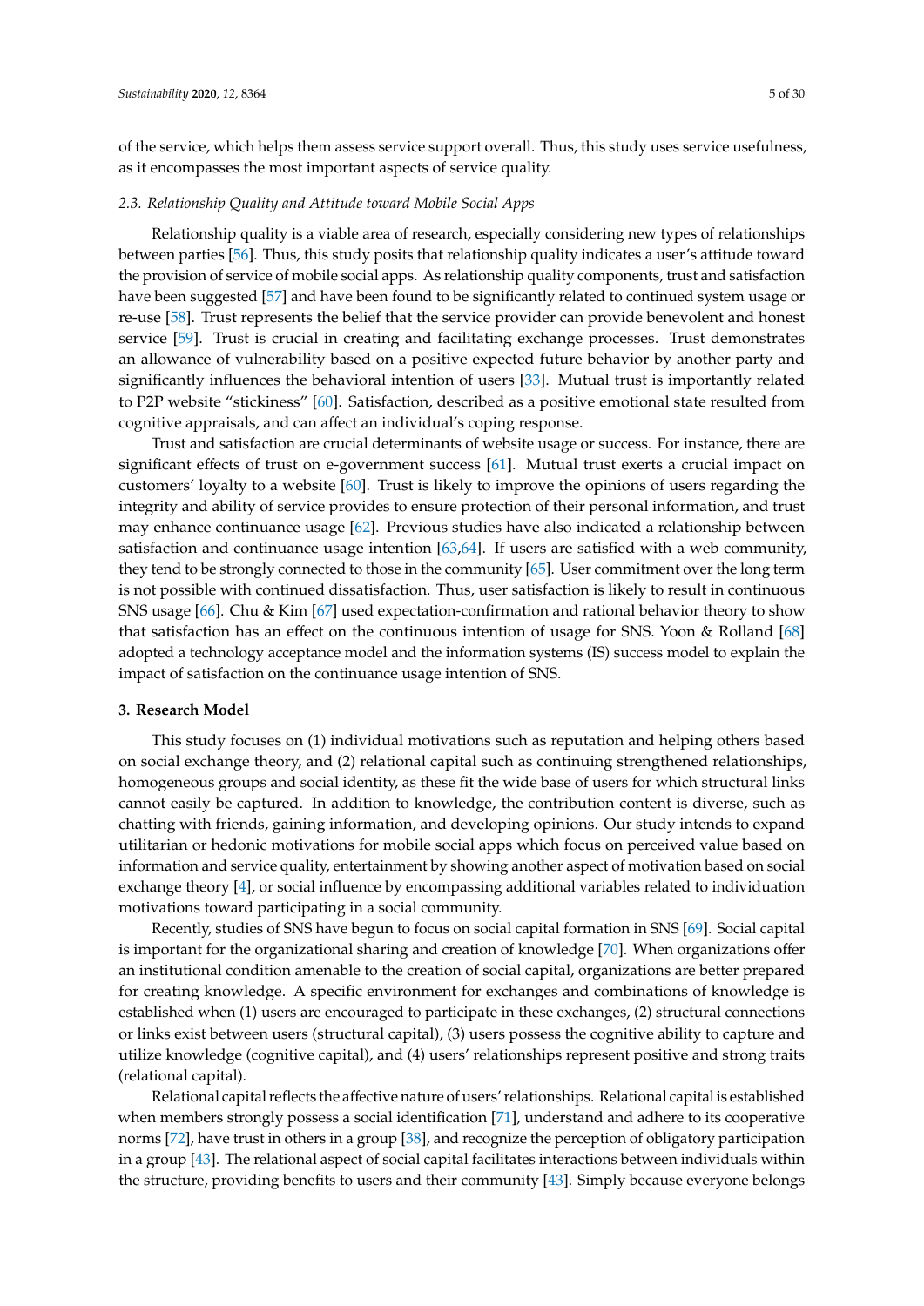of the service, which helps them assess service support overall. Thus, this study uses service usefulness, as it encompasses the most important aspects of service quality.

### *2.3. Relationship Quality and Attitude toward Mobile Social Apps*

Relationship quality is a viable area of research, especially considering new types of relationships between parties [56]. Thus, this study posits that relationship quality indicates a user's attitude toward the provision of service of mobile social apps. As relationship quality components, trust and satisfaction have been suggested [57] and have been found to be significantly related to continued system usage or re-use [58]. Trust represents the belief that the service provider can provide benevolent and honest service [59]. Trust is crucial in creating and facilitating exchange processes. Trust demonstrates an allowance of vulnerability based on a positive expected future behavior by another party and significantly influences the behavioral intention of users [33]. Mutual trust is importantly related to P2P website "stickiness" [60]. Satisfaction, described as a positive emotional state resulted from cognitive appraisals, and can affect an individual's coping response.

Trust and satisfaction are crucial determinants of website usage or success. For instance, there are significant effects of trust on e-government success [61]. Mutual trust exerts a crucial impact on customers' loyalty to a website [60]. Trust is likely to improve the opinions of users regarding the integrity and ability of service provides to ensure protection of their personal information, and trust may enhance continuance usage [62]. Previous studies have also indicated a relationship between satisfaction and continuance usage intention [63,64]. If users are satisfied with a web community, they tend to be strongly connected to those in the community [65]. User commitment over the long term is not possible with continued dissatisfaction. Thus, user satisfaction is likely to result in continuous SNS usage [66]. Chu & Kim [67] used expectation-confirmation and rational behavior theory to show that satisfaction has an effect on the continuous intention of usage for SNS. Yoon & Rolland [68] adopted a technology acceptance model and the information systems (IS) success model to explain the impact of satisfaction on the continuance usage intention of SNS.

## 3. Research Model

This study focuses on (1) individual motivations such as reputation and helping others based on social exchange theory, and (2) relational capital such as continuing strengthened relationships, homogeneous groups and social identity, as these fit the wide base of users for which structural links cannot easily be captured. In addition to knowledge, the contribution content is diverse, such as chatting with friends, gaining information, and developing opinions. Our study intends to expand utilitarian or hedonic motivations for mobile social apps which focus on perceived value based on information and service quality, entertainment by showing another aspect of motivation based on social exchange theory [4], or social influence by encompassing additional variables related to individuation motivations toward participating in a social community.

Recently, studies of SNS have begun to focus on social capital formation in SNS [69]. Social capital is important for the organizational sharing and creation of knowledge [70]. When organizations offer an institutional condition amenable to the creation of social capital, organizations are better prepared for creating knowledge. A specific environment for exchanges and combinations of knowledge is established when (1) users are encouraged to participate in these exchanges, (2) structural connections or links exist between users (structural capital), (3) users possess the cognitive ability to capture and utilize knowledge (cognitive capital), and (4) users' relationships represent positive and strong traits (relational capital).

Relational capital reflects the affective nature of users' relationships. Relational capital is established when members strongly possess a social identification [71], understand and adhere to its cooperative norms [72], have trust in others in a group [38], and recognize the perception of obligatory participation in a group [43]. The relational aspect of social capital facilitates interactions between individuals within the structure, providing benefits to users and their community [43]. Simply because everyone belongs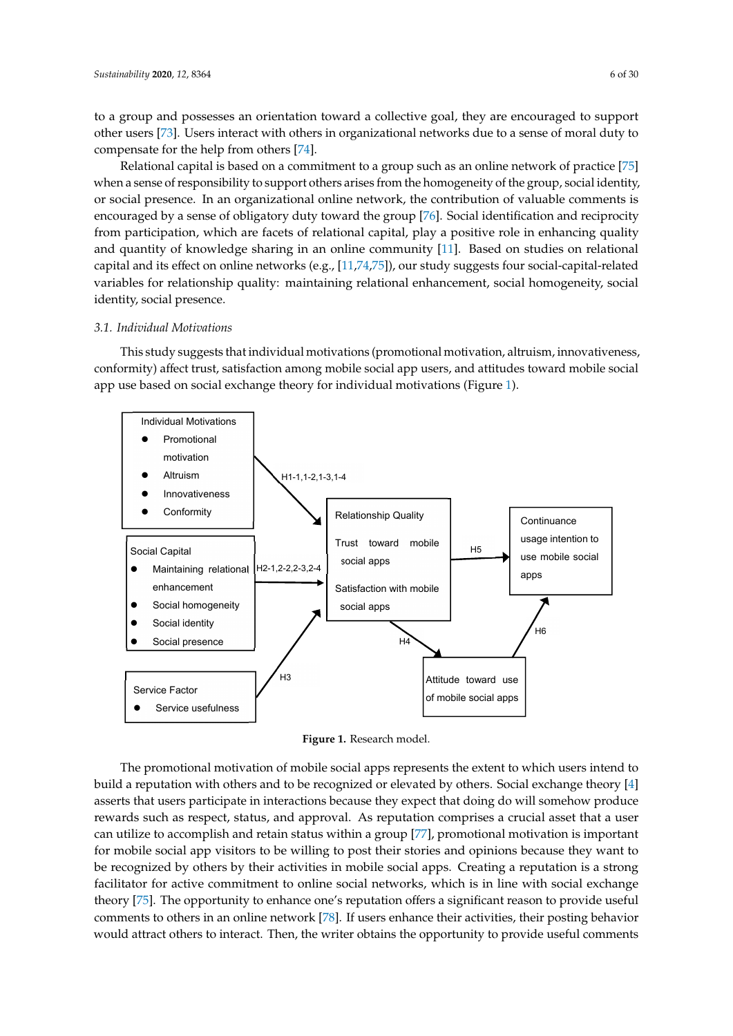to a group and possesses an orientation toward a collective goal, they are encouraged to support other users [73]. Users interact with others in organizational networks due to a sense of moral duty to compensate for the help from others [74].

Relational capital is based on a commitment to a group such as an online network of practice [75] when a sense of responsibility to support others arises from the homogeneity of the group, social identity, or social presence. In an organizational online network, the contribution of valuable comments is encouraged by a sense of obligatory duty toward the group [76]. Social identification and reciprocity from participation, which are facets of relational capital, play a positive role in enhancing quality and quantity of knowledge sharing in an online community [11]. Based on studies on relational capital and its effect on online networks (e.g., [11,74,75]), our study suggests four social-capital-related variables for relationship quality: maintaining relational enhancement, social homogeneity, social identity, social presence.

### 3.1. Individual Motivations

This study suggests that individual motivations (promotional motivation, altruism, innovativeness, conformity) affect trust, satisfaction among mobile social app users, and attitudes toward mobile social app use based on social exchange theory for individual motivations (Figure 1).

**Figure 1.** Research model.

The promotional motivation of mobile social apps represents the extent to which users intend to build a reputation with others and to be recognized or elevated by others. Social exchange theory [4] asserts that users participate in interactions because they expect that doing do will somehow produce rewards such as respect, status, and approval. As reputation comprises a crucial asset that a user can utilize to accomplish and retain status within a group [77], promotional motivation is important for mobile social app visitors to be willing to post their stories and opinions because they want to be recognized by others by their activities in mobile social apps. Creating a reputation is a strong facilitator for active commitment to online social networks, which is in line with social exchange theory [75]. The opportunity to enhance one's reputation offers a significant reason to provide useful comments to others in an online network [78]. If users enhance their activities, their posting behavior would attract others to interact. Then, the writer obtains the opportunity to provide useful comments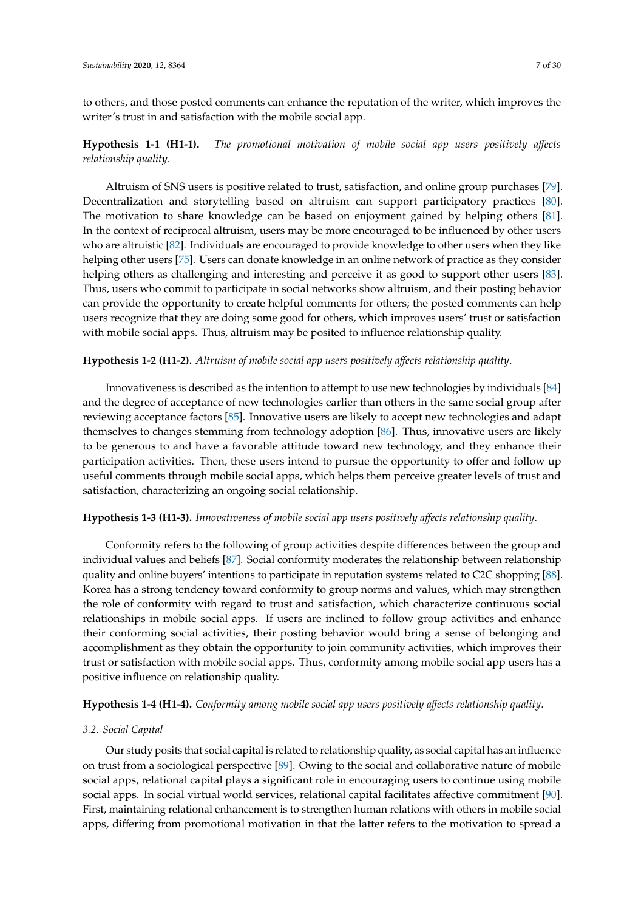to others, and those posted comments can enhance the reputation of the writer, which improves the writer's trust in and satisfaction with the mobile social app.

**Hypothesis 1-1 (H1-1).** *The promotional motivation of mobile social app users positively affects relationship quality.*

Altruism of SNS users is positive related to trust, satisfaction, and online group purchases [79]. Decentralization and storytelling based on altruism can support participatory practices [80]. The motivation to share knowledge can be based on enjoyment gained by helping others [81]. In the context of reciprocal altruism, users may be more encouraged to be influenced by other users who are altruistic [82]. Individuals are encouraged to provide knowledge to other users when they like helping other users [75]. Users can donate knowledge in an online network of practice as they consider helping others as challenging and interesting and perceive it as good to support other users [83]. Thus, users who commit to participate in social networks show altruism, and their posting behavior can provide the opportunity to create helpful comments for others; the posted comments can help users recognize that they are doing some good for others, which improves users' trust or satisfaction with mobile social apps. Thus, altruism may be posited to influence relationship quality.

**Hypothesis 1-2 (H1-2).** *Altruism of mobile social app users positively affects relationship quality.*

Innovativeness is described as the intention to attempt to use new technologies by individuals [84] and the degree of acceptance of new technologies earlier than others in the same social group after reviewing acceptance factors [85]. Innovative users are likely to accept new technologies and adapt themselves to changes stemming from technology adoption [86]. Thus, innovative users are likely to be generous to and have a favorable attitude toward new technology, and they enhance their participation activities. Then, these users intend to pursue the opportunity to offer and follow up useful comments through mobile social apps, which helps them perceive greater levels of trust and satisfaction, characterizing an ongoing social relationship.

**Hypothesis 1-3 (H1-3).** *Innovativeness of mobile social app users positively affects relationship quality.*

Conformity refers to the following of group activities despite differences between the group and individual values and beliefs [87]. Social conformity moderates the relationship between relationship quality and online buyers' intentions to participate in reputation systems related to C2C shopping [88]. Korea has a strong tendency toward conformity to group norms and values, which may strengthen the role of conformity with regard to trust and satisfaction, which characterize continuous social relationships in mobile social apps. If users are inclined to follow group activities and enhance their conforming social activities, their posting behavior would bring a sense of belonging and accomplishment as they obtain the opportunity to join community activities, which improves their trust or satisfaction with mobile social apps. Thus, conformity among mobile social app users has a positive influence on relationship quality.

**Hypothesis 1-4 (H1-4).** *Conformity among mobile social app users positively affects relationship quality.*

### *3.2. Social Capital*

Our study posits that social capital is related to relationship quality, as social capital has an influence on trust from a sociological perspective [89]. Owing to the social and collaborative nature of mobile social apps, relational capital plays a significant role in encouraging users to continue using mobile social apps. In social virtual world services, relational capital facilitates affective commitment [90]. First, maintaining relational enhancement is to strengthen human relations with others in mobile social apps, differing from promotional motivation in that the latter refers to the motivation to spread a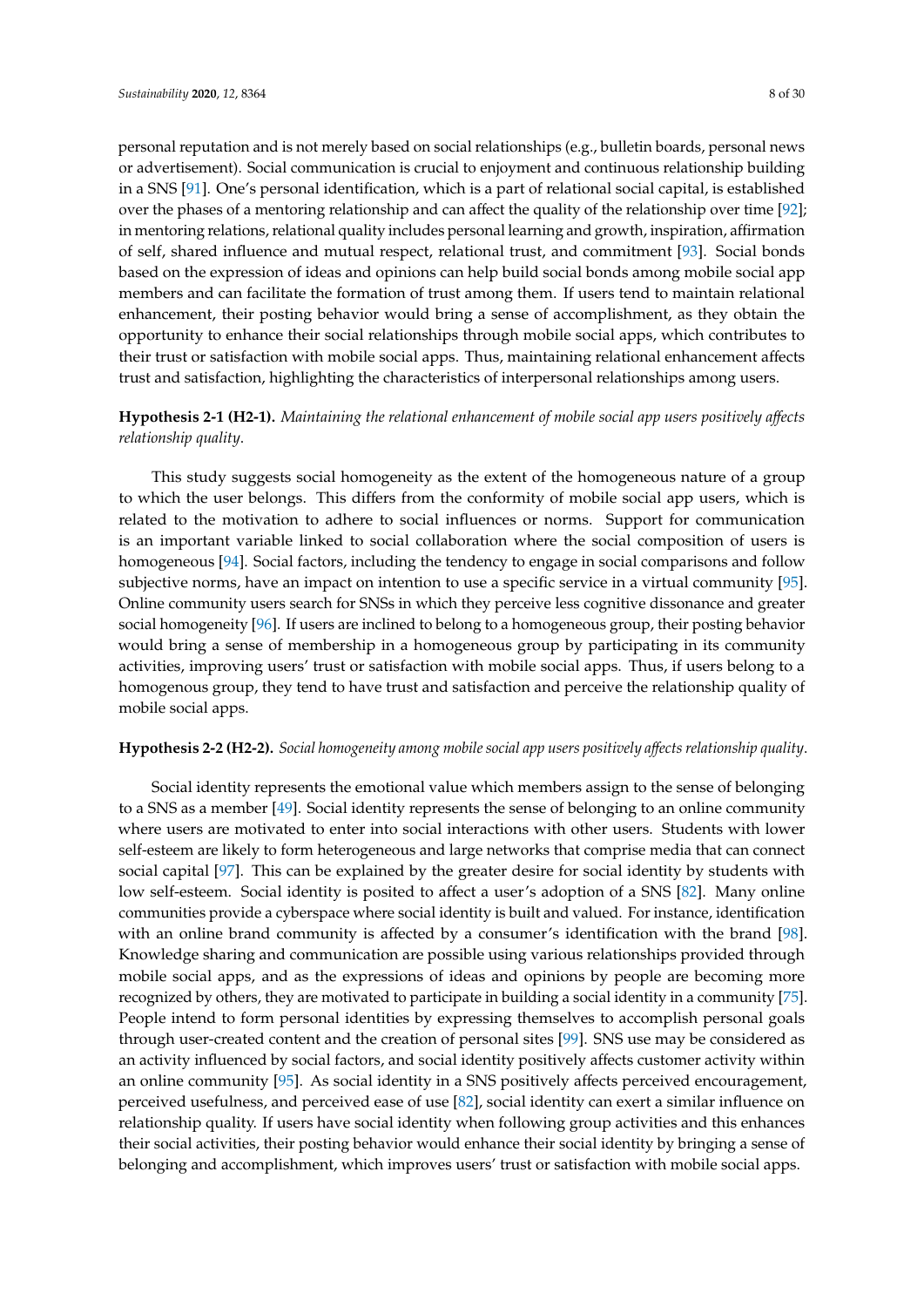personal reputation and is not merely based on social relationships (e.g., bulletin boards, personal news or advertisement). Social communication is crucial to enjoyment and continuous relationship building in a SNS [91]. One's personal identification, which is a part of relational social capital, is established over the phases of a mentoring relationship and can affect the quality of the relationship over time [92]; in mentoring relations, relational quality includes personal learning and growth, inspiration, affirmation of self, shared influence and mutual respect, relational trust, and commitment [93]. Social bonds based on the expression of ideas and opinions can help build social bonds among mobile social app members and can facilitate the formation of trust among them. If users tend to maintain relational enhancement, their posting behavior would bring a sense of accomplishment, as they obtain the opportunity to enhance their social relationships through mobile social apps, which contributes to their trust or satisfaction with mobile social apps. Thus, maintaining relational enhancement affects trust and satisfaction, highlighting the characteristics of interpersonal relationships among users.

**Hypothesis 2-1 (H2-1).** *Maintaining the relational enhancement of mobile social app users positively affects relationship quality.*

This study suggests social homogeneity as the extent of the homogeneous nature of a group to which the user belongs. This differs from the conformity of mobile social app users, which is related to the motivation to adhere to social influences or norms. Support for communication is an important variable linked to social collaboration where the social composition of users is homogeneous [94]. Social factors, including the tendency to engage in social comparisons and follow subjective norms, have an impact on intention to use a specific service in a virtual community [95]. Online community users search for SNSs in which they perceive less cognitive dissonance and greater social homogeneity [96]. If users are inclined to belong to a homogeneous group, their posting behavior would bring a sense of membership in a homogeneous group by participating in its community activities, improving users' trust or satisfaction with mobile social apps. Thus, if users belong to a homogenous group, they tend to have trust and satisfaction and perceive the relationship quality of mobile social apps.

**Hypothesis 2-2 (H2-2).** *Social homogeneity among mobile social app users positively affects relationship quality.*

Social identity represents the emotional value which members assign to the sense of belonging to a SNS as a member [49]. Social identity represents the sense of belonging to an online community where users are motivated to enter into social interactions with other users. Students with lower self-esteem are likely to form heterogeneous and large networks that comprise media that can connect social capital [97]. This can be explained by the greater desire for social identity by students with low self-esteem. Social identity is posited to affect a user's adoption of a SNS [82]. Many online communities provide a cyberspace where social identity is built and valued. For instance, identification with an online brand community is affected by a consumer's identification with the brand [98]. Knowledge sharing and communication are possible using various relationships provided through mobile social apps, and as the expressions of ideas and opinions by people are becoming more recognized by others, they are motivated to participate in building a social identity in a community [75]. People intend to form personal identities by expressing themselves to accomplish personal goals through user-created content and the creation of personal sites [99]. SNS use may be considered as an activity influenced by social factors, and social identity positively affects customer activity within an online community [95]. As social identity in a SNS positively affects perceived encouragement, perceived usefulness, and perceived ease of use [82], social identity can exert a similar influence on relationship quality. If users have social identity when following group activities and this enhances their social activities, their posting behavior would enhance their social identity by bringing a sense of belonging and accomplishment, which improves users' trust or satisfaction with mobile social apps.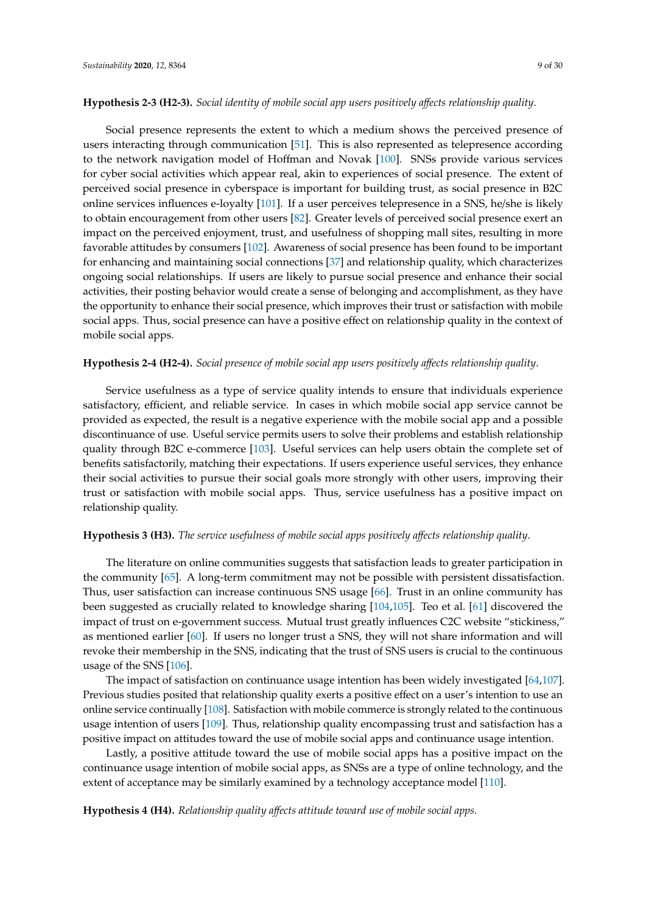**Hypothesis 2-3 (H2-3).** *Social identity of mobile social app users positively affects relationship quality.*

Social presence represents the extent to which a medium shows the perceived presence of users interacting through communication [51]. This is also represented as telepresence according to the network navigation model of Hoffman and Novak [100]. SNSs provide various services for cyber social activities which appear real, akin to experiences of social presence. The extent of perceived social presence in cyberspace is important for building trust, as social presence in B2C online services influences e-loyalty [101]. If a user perceives telepresence in a SNS, he/she is likely to obtain encouragement from other users [82]. Greater levels of perceived social presence exert an impact on the perceived enjoyment, trust, and usefulness of shopping mall sites, resulting in more favorable attitudes by consumers [102]. Awareness of social presence has been found to be important for enhancing and maintaining social connections [37] and relationship quality, which characterizes ongoing social relationships. If users are likely to pursue social presence and enhance their social activities, their posting behavior would create a sense of belonging and accomplishment, as they have the opportunity to enhance their social presence, which improves their trust or satisfaction with mobile social apps. Thus, social presence can have a positive effect on relationship quality in the context of mobile social apps.

**Hypothesis 2-4 (H2-4).** *Social presence of mobile social app users positively affects relationship quality.*

Service usefulness as a type of service quality intends to ensure that individuals experience satisfactory, efficient, and reliable service. In cases in which mobile social app service cannot be provided as expected, the result is a negative experience with the mobile social app and a possible discontinuance of use. Useful service permits users to solve their problems and establish relationship quality through B2C e-commerce [103]. Useful services can help users obtain the complete set of benefits satisfactorily, matching their expectations. If users experience useful services, they enhance their social activities to pursue their social goals more strongly with other users, improving their trust or satisfaction with mobile social apps. Thus, service usefulness has a positive impact on relationship quality.

**Hypothesis 3 (H3).** *The service usefulness of mobile social apps positively affects relationship quality.*

The literature on online communities suggests that satisfaction leads to greater participation in the community [65]. A long-term commitment may not be possible with persistent dissatisfaction. Thus, user satisfaction can increase continuous SNS usage [66]. Trust in an online community has been suggested as crucially related to knowledge sharing [104,105]. Teo et al. [61] discovered the impact of trust on e-government success. Mutual trust greatly influences C2C website "stickiness," as mentioned earlier [60]. If users no longer trust a SNS, they will not share information and will revoke their membership in the SNS, indicating that the trust of SNS users is crucial to the continuous usage of the SNS [106].

The impact of satisfaction on continuance usage intention has been widely investigated [64,107]. Previous studies posited that relationship quality exerts a positive effect on a user's intention to use an online service continually [108]. Satisfaction with mobile commerce is strongly related to the continuous usage intention of users [109]. Thus, relationship quality encompassing trust and satisfaction has a positive impact on attitudes toward the use of mobile social apps and continuance usage intention.

Lastly, a positive attitude toward the use of mobile social apps has a positive impact on the continuance usage intention of mobile social apps, as SNSs are a type of online technology, and the extent of acceptance may be similarly examined by a technology acceptance model [110].

**Hypothesis 4 (H4).** *Relationship quality affects attitude toward use of mobile social apps.*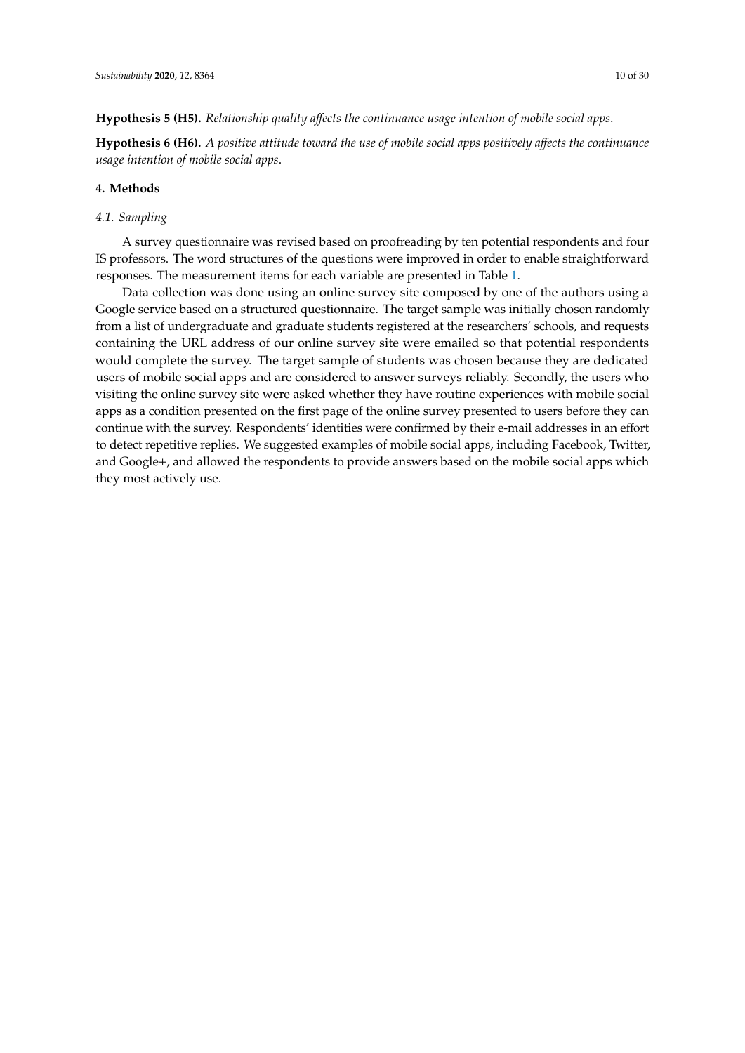**Hypothesis 5 (H5).** *Relationship quality affects the continuance usage intention of mobile social apps.*

**Hypothesis 6 (H6).** *A positive attitude toward the use of mobile social apps positively affects the continuance usage intention of mobile social apps.*

## 4. Methods

### *4.1. Sampling*

A survey questionnaire was revised based on proofreading by ten potential respondents and four IS professors. The word structures of the questions were improved in order to enable straightforward responses. The measurement items for each variable are presented in Table 1.

Data collection was done using an online survey site composed by one of the authors using a Google service based on a structured questionnaire. The target sample was initially chosen randomly from a list of undergraduate and graduate students registered at the researchers' schools, and requests containing the URL address of our online survey site were emailed so that potential respondents would complete the survey. The target sample of students was chosen because they are dedicated users of mobile social apps and are considered to answer surveys reliably. Secondly, the users who visiting the online survey site were asked whether they have routine experiences with mobile social apps as a condition presented on the first page of the online survey presented to users before they can continue with the survey. Respondents' identities were confirmed by their e-mail addresses in an effort to detect repetitive replies. We suggested examples of mobile social apps, including Facebook, Twitter, and Google+, and allowed the respondents to provide answers based on the mobile social apps which they most actively use.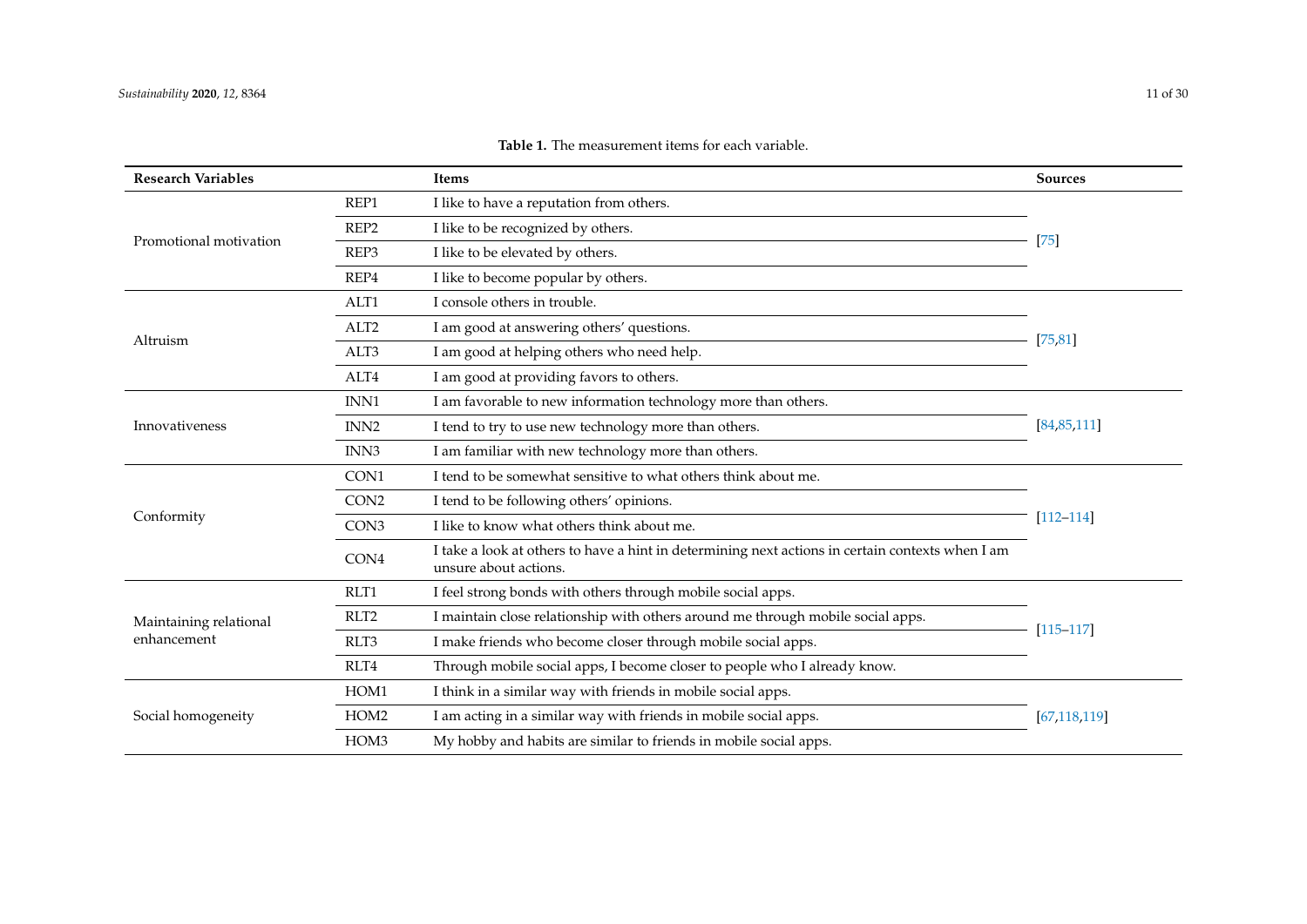**Table 1.** The measurement items for each variable.

| Research Variables | | Items | Sources |
|---|---|---|---|
| Promotional motivation | REP1 | I like to have a reputation from others. | [75] |
| | REP2 | I like to be recognized by others. | |
| | REP3 | I like to be elevated by others. | |
| | REP4 | I like to become popular by others. | |
| Altruism | ALT1 | I console others in trouble. | [75,81] |
| | ALT2 | I am good at answering others' questions. | |
| | ALT3 | I am good at helping others who need help. | |
| | ALT4 | I am good at providing favors to others. | |
| Innovativeness | INN1 | I am favorable to new information technology more than others. | [84,85,111] |
| | INN2 | I tend to try to use new technology more than others. | |
| | INN3 | I am familiar with new technology more than others. | |
| Conformity | CON1 | I tend to be somewhat sensitive to what others think about me. | [112–114] |
| | CON2 | I tend to be following others' opinions. | |
| | CON3 | I like to know what others think about me. | |
| | CON4 | I take a look at others to have a hint in determining next actions in certain contexts when I am unsure about actions. | |
| Maintaining relational enhancement | RLT1 | I feel strong bonds with others through mobile social apps. | [115–117] |
| | RLT2 | I maintain close relationship with others around me through mobile social apps. | |
| | RLT3 | I make friends who become closer through mobile social apps. | |
| | RLT4 | Through mobile social apps, I become closer to people who I already know. | |
| Social homogeneity | HOM1 | I think in a similar way with friends in mobile social apps. | [67,118,119] |
| | HOM2 | I am acting in a similar way with friends in mobile social apps. | |
| | HOM3 | My hobby and habits are similar to friends in mobile social apps. | |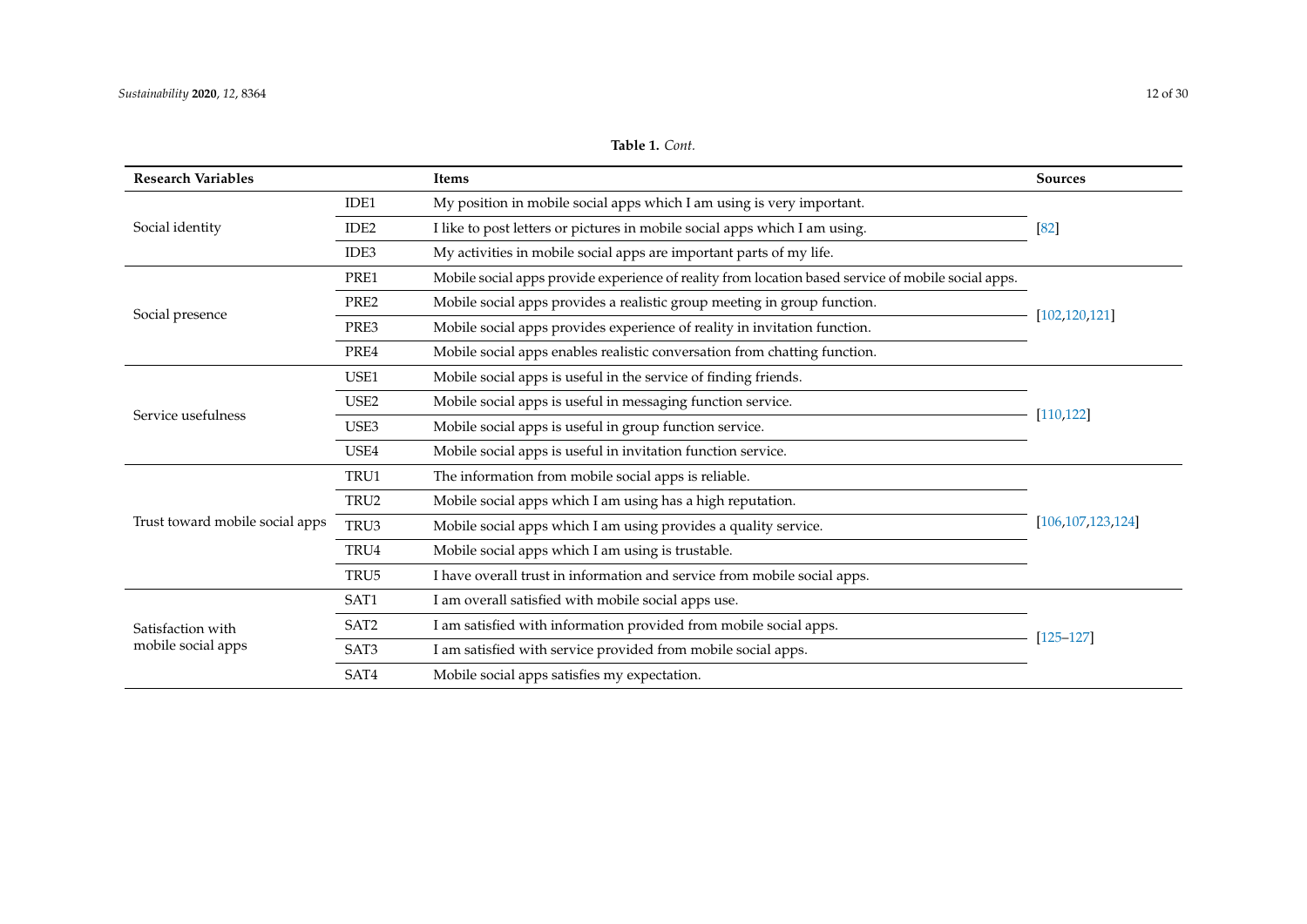**Table 1.** *Cont.*

| Research Variables | | Items | Sources |
|---|---|---|---|
| Social identity | IDE1 | My position in mobile social apps which I am using is very important. | [82] |
| | IDE2 | I like to post letters or pictures in mobile social apps which I am using. | |
| | IDE3 | My activities in mobile social apps are important parts of my life. | |
| Social presence | PRE1 | Mobile social apps provide experience of reality from location based service of mobile social apps. | [102,120,121] |
| | PRE2 | Mobile social apps provides a realistic group meeting in group function. | |
| | PRE3 | Mobile social apps provides experience of reality in invitation function. | |
| | PRE4 | Mobile social apps enables realistic conversation from chatting function. | |
| Service usefulness | USE1 | Mobile social apps is useful in the service of finding friends. | [110,122] |
| | USE2 | Mobile social apps is useful in messaging function service. | |
| | USE3 | Mobile social apps is useful in group function service. | |
| | USE4 | Mobile social apps is useful in invitation function service. | |
| Trust toward mobile social apps | TRU1 | The information from mobile social apps is reliable. | [106,107,123,124] |
| | TRU2 | Mobile social apps which I am using has a high reputation. | |
| | TRU3 | Mobile social apps which I am using provides a quality service. | |
| | TRU4 | Mobile social apps which I am using is trustable. | |
| | TRU5 | I have overall trust in information and service from mobile social apps. | |
| Satisfaction with mobile social apps | SAT1 | I am overall satisfied with mobile social apps use. | [125–127] |
| | SAT2 | I am satisfied with information provided from mobile social apps. | |
| | SAT3 | I am satisfied with service provided from mobile social apps. | |
| | SAT4 | Mobile social apps satisfies my expectation. | |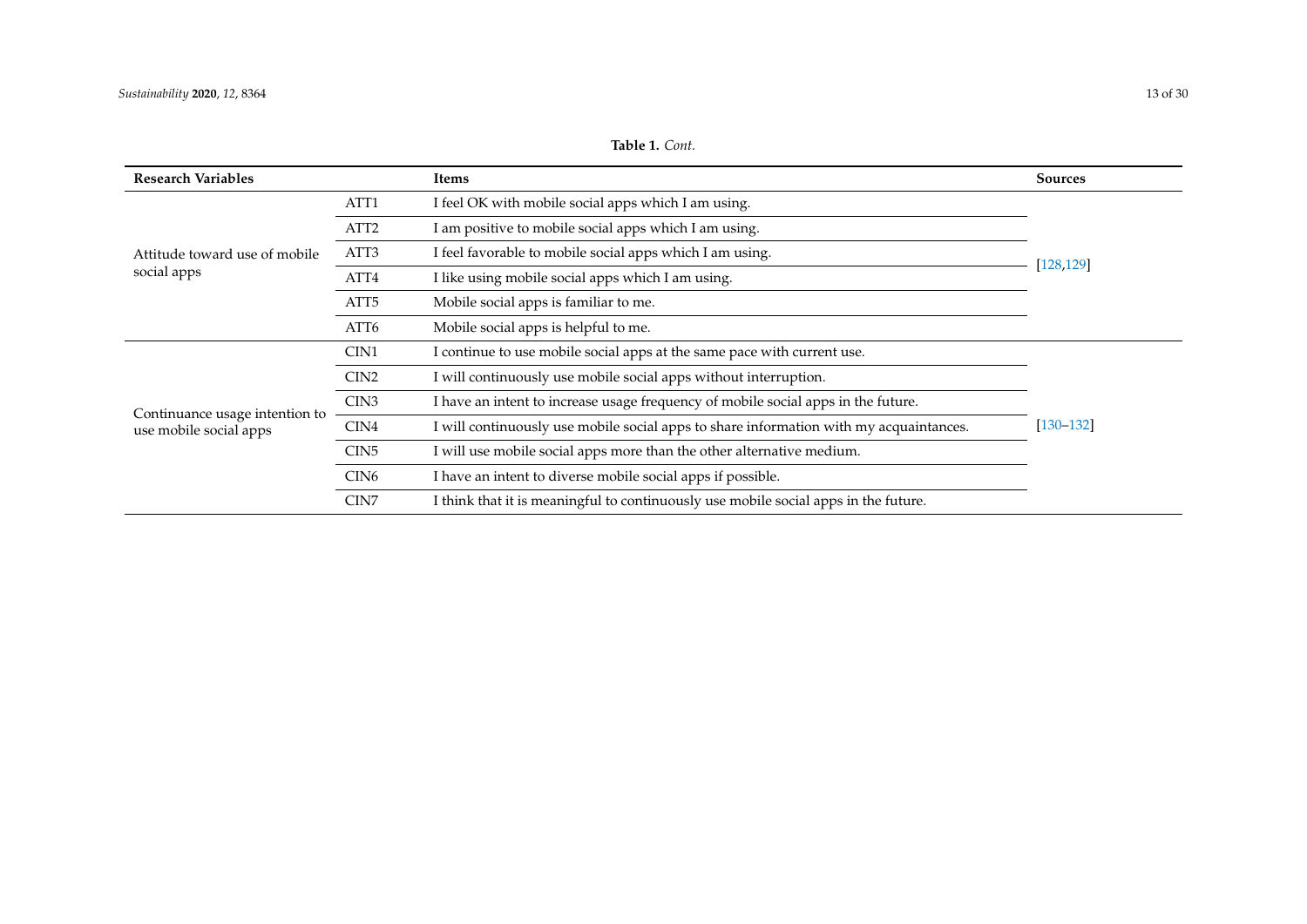**Table 1.** *Cont.*

| Research Variables | | Items | Sources |
|---|---|---|---|
| Attitude toward use of mobile social apps | ATT1 | I feel OK with mobile social apps which I am using. | [128,129] |
| | ATT2 | I am positive to mobile social apps which I am using. | |
| | ATT3 | I feel favorable to mobile social apps which I am using. | |
| | ATT4 | I like using mobile social apps which I am using. | |
| | ATT5 | Mobile social apps is familiar to me. | |
| | ATT6 | Mobile social apps is helpful to me. | |
| Continuance usage intention to use mobile social apps | CIN1 | I continue to use mobile social apps at the same pace with current use. | [130–132] |
| | CIN2 | I will continuously use mobile social apps without interruption. | |
| | CIN3 | I have an intent to increase usage frequency of mobile social apps in the future. | |
| | CIN4 | I will continuously use mobile social apps to share information with my acquaintances. | |
| | CIN5 | I will use mobile social apps more than the other alternative medium. | |
| | CIN6 | I have an intent to diverse mobile social apps if possible. | |
| | CIN7 | I think that it is meaningful to continuously use mobile social apps in the future. | |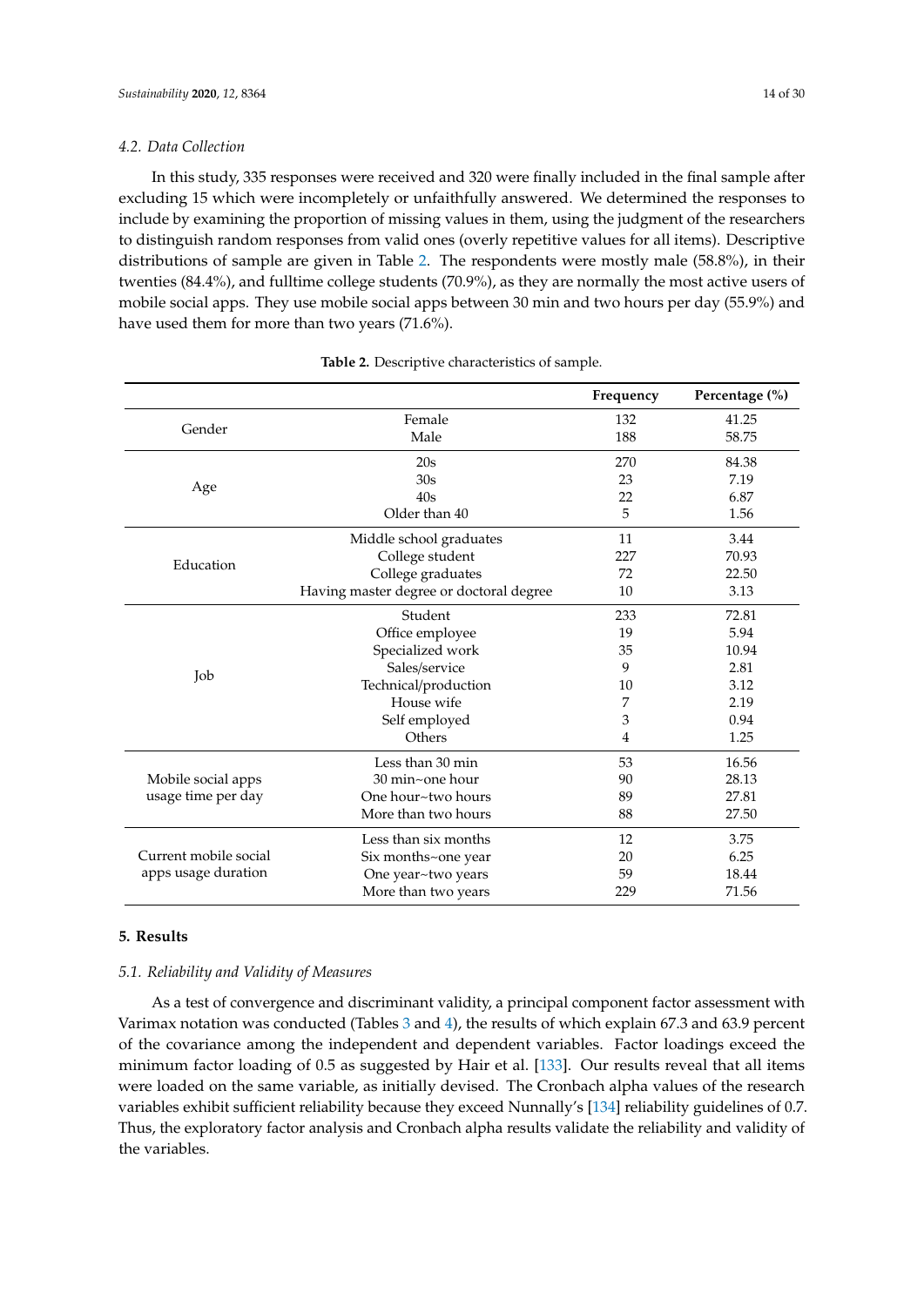### 4.2. Data Collection

In this study, 335 responses were received and 320 were finally included in the final sample after excluding 15 which were incompletely or unfaithfully answered. We determined the responses to include by examining the proportion of missing values in them, using the judgment of the researchers to distinguish random responses from valid ones (overly repetitive values for all items). Descriptive distributions of sample are given in Table 2. The respondents were mostly male (58.8%), in their twenties (84.4%), and fulltime college students (70.9%), as they are normally the most active users of mobile social apps. They use mobile social apps between 30 min and two hours per day (55.9%) and have used them for more than two years (71.6%).

**Table 2.** Descriptive characteristics of sample.

| | | Frequency | Percentage (%) |
|---|---|---|---|
| Gender | Female | 132 | 41.25 |
| | Male | 188 | 58.75 |
| Age | 20s | 270 | 84.38 |
| | 30s | 23 | 7.19 |
| | 40s | 22 | 6.87 |
| | Older than 40 | 5 | 1.56 |
| Education | Middle school graduates | 11 | 3.44 |
| | College student | 227 | 70.93 |
| | College graduates | 72 | 22.50 |
| | Having master degree or doctoral degree | 10 | 3.13 |
| Job | Student | 233 | 72.81 |
| | Office employee | 19 | 5.94 |
| | Specialized work | 35 | 10.94 |
| | Sales/service | 9 | 2.81 |
| | Technical/production | 10 | 3.12 |
| | House wife | 7 | 2.19 |
| | Self employed | 3 | 0.94 |
| | Others | 4 | 1.25 |
| Mobile social apps usage time per day | Less than 30 min | 53 | 16.56 |
| | 30 min~one hour | 90 | 28.13 |
| | One hour~two hours | 89 | 27.81 |
| | More than two hours | 88 | 27.50 |
| Current mobile social apps usage duration | Less than six months | 12 | 3.75 |
| | Six months~one year | 20 | 6.25 |
| | One year~two years | 59 | 18.44 |
| | More than two years | 229 | 71.56 |

## 5. Results

### 5.1. Reliability and Validity of Measures

As a test of convergence and discriminant validity, a principal component factor assessment with Varimax notation was conducted (Tables 3 and 4), the results of which explain 67.3 and 63.9 percent of the covariance among the independent and dependent variables. Factor loadings exceed the minimum factor loading of 0.5 as suggested by Hair et al. [133]. Our results reveal that all items were loaded on the same variable, as initially devised. The Cronbach alpha values of the research variables exhibit sufficient reliability because they exceed Nunnally's [134] reliability guidelines of 0.7. Thus, the exploratory factor analysis and Cronbach alpha results validate the reliability and validity of the variables.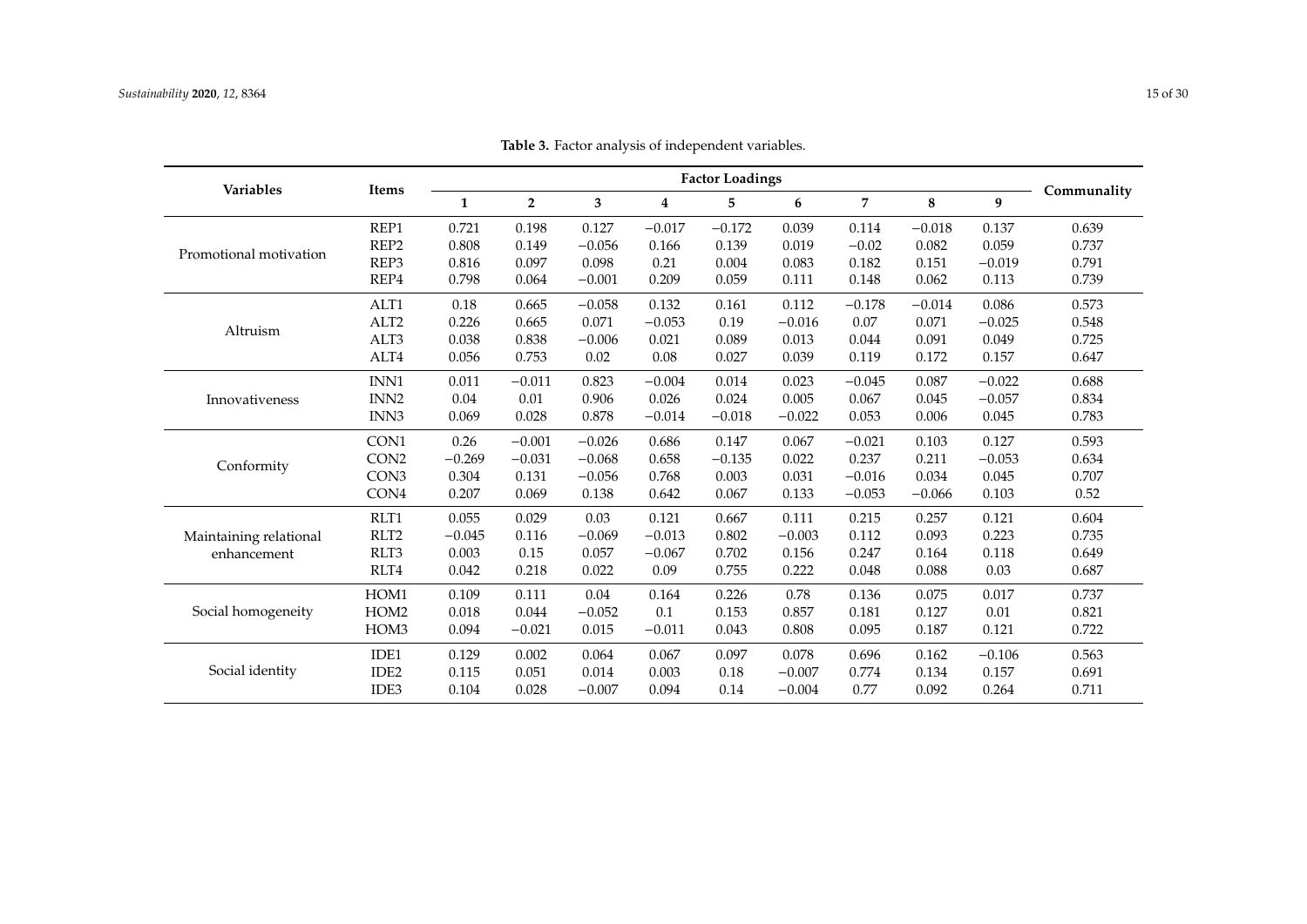**Table 3.** Factor analysis of independent variables.

| Variables | Items | Factor Loadings | | | | | | | | | Communality |
|---|---|---|---|---|---|---|---|---|---|---|---|
| | | 1 | 2 | 3 | 4 | 5 | 6 | 7 | 8 | 9 | |
| Promotional motivation | REP1 | 0.721 | 0.198 | 0.127 | −0.017 | −0.172 | 0.039 | 0.114 | −0.018 | 0.137 | 0.639 |
| | REP2 | 0.808 | 0.149 | −0.056 | 0.166 | 0.139 | 0.019 | −0.02 | 0.082 | 0.059 | 0.737 |
| | REP3 | 0.816 | 0.097 | 0.098 | 0.21 | 0.004 | 0.083 | 0.182 | 0.151 | −0.019 | 0.791 |
| | REP4 | 0.798 | 0.064 | −0.001 | 0.209 | 0.059 | 0.111 | 0.148 | 0.062 | 0.113 | 0.739 |
| Altruism | ALT1 | 0.18 | 0.665 | −0.058 | 0.132 | 0.161 | 0.112 | −0.178 | −0.014 | 0.086 | 0.573 |
| | ALT2 | 0.226 | 0.665 | 0.071 | −0.053 | 0.19 | −0.016 | 0.07 | 0.071 | −0.025 | 0.548 |
| | ALT3 | 0.038 | 0.838 | −0.006 | 0.021 | 0.089 | 0.013 | 0.044 | 0.091 | 0.049 | 0.725 |
| | ALT4 | 0.056 | 0.753 | 0.02 | 0.08 | 0.027 | 0.039 | 0.119 | 0.172 | 0.157 | 0.647 |
| Innovativeness | INN1 | 0.011 | −0.011 | 0.823 | −0.004 | 0.014 | 0.023 | −0.045 | 0.087 | −0.022 | 0.688 |
| | INN2 | 0.04 | 0.01 | 0.906 | 0.026 | 0.024 | 0.005 | 0.067 | 0.045 | −0.057 | 0.834 |
| | INN3 | 0.069 | 0.028 | 0.878 | −0.014 | −0.018 | −0.022 | 0.053 | 0.006 | 0.045 | 0.783 |
| Conformity | CON1 | 0.26 | −0.001 | −0.026 | 0.686 | 0.147 | 0.067 | −0.021 | 0.103 | 0.127 | 0.593 |
| | CON2 | −0.269 | −0.031 | −0.068 | 0.658 | −0.135 | 0.022 | 0.237 | 0.211 | −0.053 | 0.634 |
| | CON3 | 0.304 | 0.131 | −0.056 | 0.768 | 0.003 | 0.031 | −0.016 | 0.034 | 0.045 | 0.707 |
| | CON4 | 0.207 | 0.069 | 0.138 | 0.642 | 0.067 | 0.133 | −0.053 | −0.066 | 0.103 | 0.52 |
| Maintaining relational enhancement | RLT1 | 0.055 | 0.029 | 0.03 | 0.121 | 0.667 | 0.111 | 0.215 | 0.257 | 0.121 | 0.604 |
| | RLT2 | −0.045 | 0.116 | −0.069 | −0.013 | 0.802 | −0.003 | 0.112 | 0.093 | 0.223 | 0.735 |
| | RLT3 | 0.003 | 0.15 | 0.057 | −0.067 | 0.702 | 0.156 | 0.247 | 0.164 | 0.118 | 0.649 |
| | RLT4 | 0.042 | 0.218 | 0.022 | 0.09 | 0.755 | 0.222 | 0.048 | 0.088 | 0.03 | 0.687 |
| Social homogeneity | HOM1 | 0.109 | 0.111 | 0.04 | 0.164 | 0.226 | 0.78 | 0.136 | 0.075 | 0.017 | 0.737 |
| | HOM2 | 0.018 | 0.044 | −0.052 | 0.1 | 0.153 | 0.857 | 0.181 | 0.127 | 0.01 | 0.821 |
| | HOM3 | 0.094 | −0.021 | 0.015 | −0.011 | 0.043 | 0.808 | 0.095 | 0.187 | 0.121 | 0.722 |
| Social identity | IDE1 | 0.129 | 0.002 | 0.064 | 0.067 | 0.097 | 0.078 | 0.696 | 0.162 | −0.106 | 0.563 |
| | IDE2 | 0.115 | 0.051 | 0.014 | 0.003 | 0.18 | −0.007 | 0.774 | 0.134 | 0.157 | 0.691 |
| | IDE3 | 0.104 | 0.028 | −0.007 | 0.094 | 0.14 | −0.004 | 0.77 | 0.092 | 0.264 | 0.711 |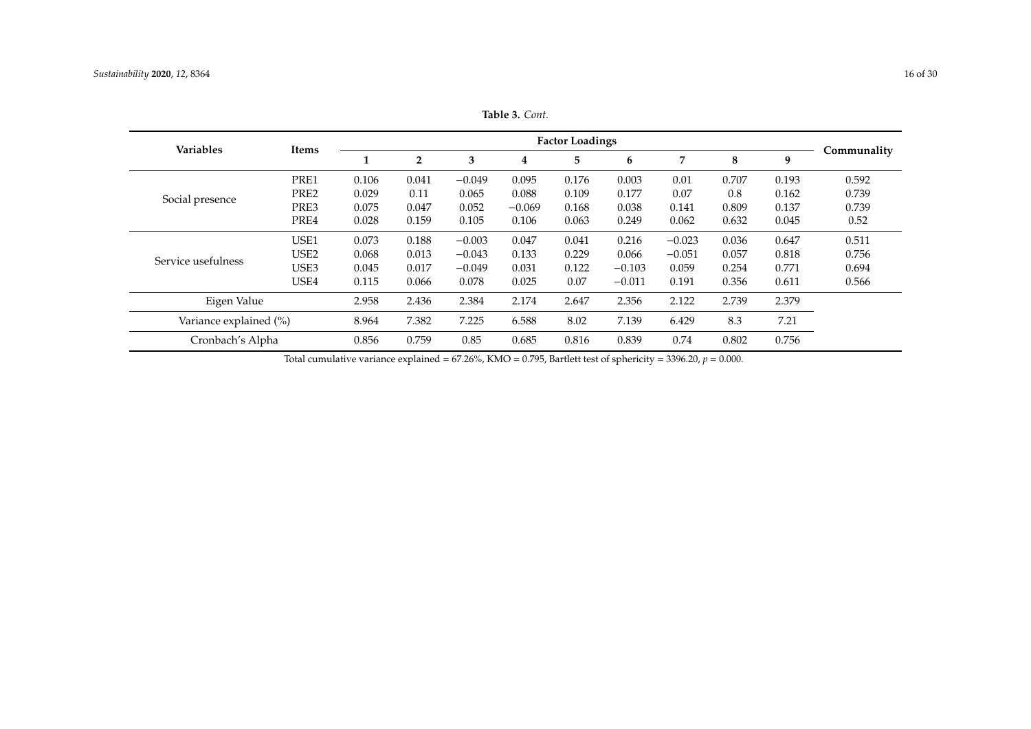**Table 3.** *Cont.*

| Variables | Items | Factor Loadings | | | | | | | | | Communality |
|---|---|---|---|---|---|---|---|---|---|---|---|
| | | 1 | 2 | 3 | 4 | 5 | 6 | 7 | 8 | 9 | |
| Social presence | PRE1 | 0.106 | 0.041 | −0.049 | 0.095 | 0.176 | 0.003 | 0.01 | 0.707 | 0.193 | 0.592 |
| | PRE2 | 0.029 | 0.11 | 0.065 | 0.088 | 0.109 | 0.177 | 0.07 | 0.8 | 0.162 | 0.739 |
| | PRE3 | 0.075 | 0.047 | 0.052 | −0.069 | 0.168 | 0.038 | 0.141 | 0.809 | 0.137 | 0.739 |
| | PRE4 | 0.028 | 0.159 | 0.105 | 0.106 | 0.063 | 0.249 | 0.062 | 0.632 | 0.045 | 0.52 |
| Service usefulness | USE1 | 0.073 | 0.188 | −0.003 | 0.047 | 0.041 | 0.216 | −0.023 | 0.036 | 0.647 | 0.511 |
| | USE2 | 0.068 | 0.013 | −0.043 | 0.133 | 0.229 | 0.066 | −0.051 | 0.057 | 0.818 | 0.756 |
| | USE3 | 0.045 | 0.017 | −0.049 | 0.031 | 0.122 | −0.103 | 0.059 | 0.254 | 0.771 | 0.694 |
| | USE4 | 0.115 | 0.066 | 0.078 | 0.025 | 0.07 | −0.011 | 0.191 | 0.356 | 0.611 | 0.566 |
| Eigen Value | | 2.958 | 2.436 | 2.384 | 2.174 | 2.647 | 2.356 | 2.122 | 2.739 | 2.379 | |
| Variance explained (%) | | 8.964 | 7.382 | 7.225 | 6.588 | 8.02 | 7.139 | 6.429 | 8.3 | 7.21 | |
| Cronbach's Alpha | | 0.856 | 0.759 | 0.85 | 0.685 | 0.816 | 0.839 | 0.74 | 0.802 | 0.756 | |

Total cumulative variance explained = 67.26%, KMO = 0.795, Bartlett test of sphericity = 3396.20, $p = 0.000$.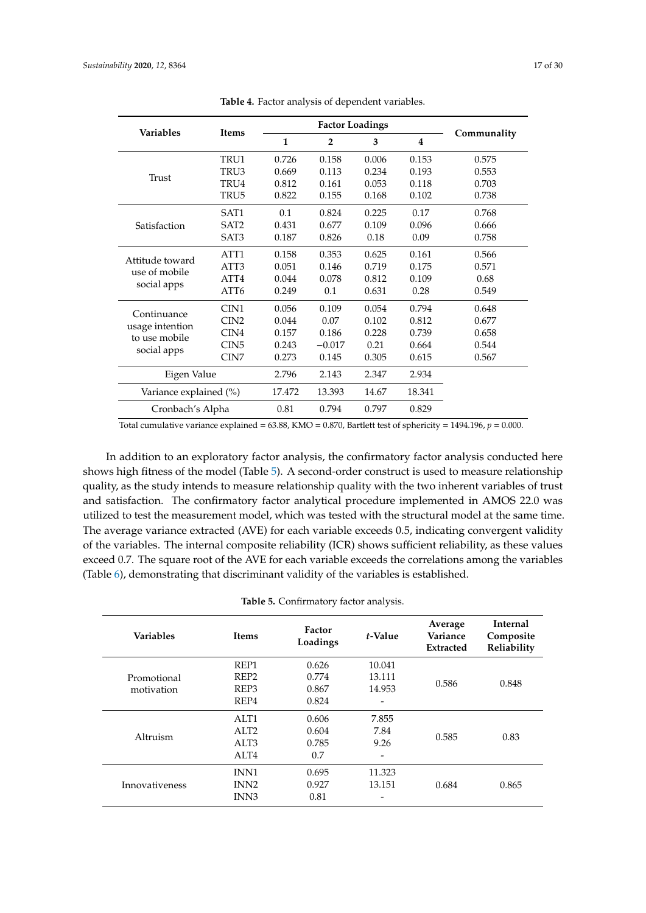**Table 4.** Factor analysis of dependent variables.

| Variables | Items | Factor Loadings | | | | Communality |
|---|---|---|---|---|---|---|
| | | 1 | 2 | 3 | 4 | |
| Trust | TRU1 | 0.726 | 0.158 | 0.006 | 0.153 | 0.575 |
| | TRU3 | 0.669 | 0.113 | 0.234 | 0.193 | 0.553 |
| | TRU4 | 0.812 | 0.161 | 0.053 | 0.118 | 0.703 |
| | TRU5 | 0.822 | 0.155 | 0.168 | 0.102 | 0.738 |
| Satisfaction | SAT1 | 0.1 | 0.824 | 0.225 | 0.17 | 0.768 |
| | SAT2 | 0.431 | 0.677 | 0.109 | 0.096 | 0.666 |
| | SAT3 | 0.187 | 0.826 | 0.18 | 0.09 | 0.758 |
| Attitude toward use of mobile social apps | ATT1 | 0.158 | 0.353 | 0.625 | 0.161 | 0.566 |
| | ATT3 | 0.051 | 0.146 | 0.719 | 0.175 | 0.571 |
| | ATT4 | 0.044 | 0.078 | 0.812 | 0.109 | 0.68 |
| | ATT6 | 0.249 | 0.1 | 0.631 | 0.28 | 0.549 |
| Continuance usage intention to use mobile social apps | CIN1 | 0.056 | 0.109 | 0.054 | 0.794 | 0.648 |
| | CIN2 | 0.044 | 0.07 | 0.102 | 0.812 | 0.677 |
| | CIN4 | 0.157 | 0.186 | 0.228 | 0.739 | 0.658 |
| | CIN5 | 0.243 | −0.017 | 0.21 | 0.664 | 0.544 |
| | CIN7 | 0.273 | 0.145 | 0.305 | 0.615 | 0.567 |
| Eigen Value | | 2.796 | 2.143 | 2.347 | 2.934 | |
| Variance explained (%) | | 17.472 | 13.393 | 14.67 | 18.341 | |
| Cronbach's Alpha | | 0.81 | 0.794 | 0.797 | 0.829 | |

Total cumulative variance explained = 63.88, KMO = 0.870, Bartlett test of sphericity = 1494.196, $p = 0.000$.

In addition to an exploratory factor analysis, the confirmatory factor analysis conducted here shows high fitness of the model (Table 5). A second-order construct is used to measure relationship quality, as the study intends to measure relationship quality with the two inherent variables of trust and satisfaction. The confirmatory factor analytical procedure implemented in AMOS 22.0 was utilized to test the measurement model, which was tested with the structural model at the same time. The average variance extracted (AVE) for each variable exceeds 0.5, indicating convergent validity of the variables. The internal composite reliability (ICR) shows sufficient reliability, as these values exceed 0.7. The square root of the AVE for each variable exceeds the correlations among the variables (Table 6), demonstrating that discriminant validity of the variables is established.

**Table 5.** Confirmatory factor analysis.

| Variables | Items | Factor Loadings | *t*-Value | Average Variance Extracted | Internal Composite Reliability |
|---|---|---|---|---|---|
| Promotional motivation | REP1 | 0.626 | 10.041 | 0.586 | 0.848 |
| | REP2 | 0.774 | 13.111 | | |
| | REP3 | 0.867 | 14.953 | | |
| | REP4 | 0.824 | - | | |
| Altruism | ALT1 | 0.606 | 7.855 | 0.585 | 0.83 |
| | ALT2 | 0.604 | 7.84 | | |
| | ALT3 | 0.785 | 9.26 | | |
| | ALT4 | 0.7 | - | | |
| Innovativeness | INN1 | 0.695 | 11.323 | 0.684 | 0.865 |
| | INN2 | 0.927 | 13.151 | | |
| | INN3 | 0.81 | - | | |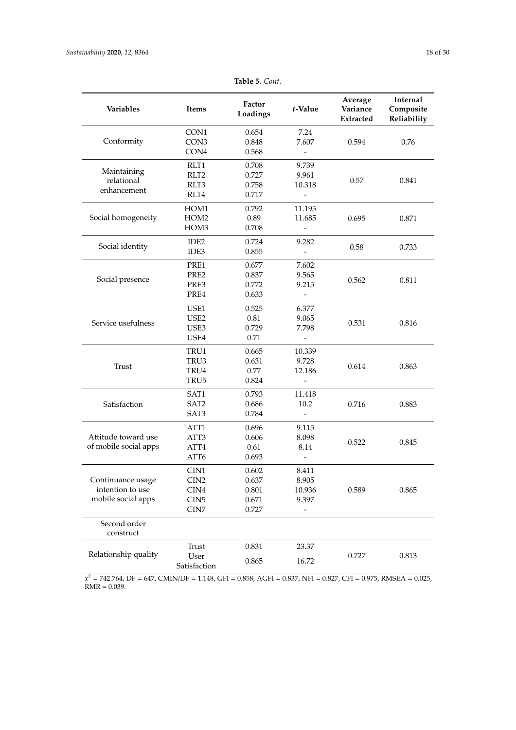**Table 5.** *Cont.*

| Variables | Items | Factor Loadings | *t*-Value | Average Variance Extracted | Internal Composite Reliability |
|---|---|---|---|---|---|
| Conformity | CON1 | 0.654 | 7.24 | 0.594 | 0.76 |
| | CON3 | 0.848 | 7.607 | | |
| | CON4 | 0.568 | - | | |
| Maintaining relational enhancement | RLT1 | 0.708 | 9.739 | 0.57 | 0.841 |
| | RLT2 | 0.727 | 9.961 | | |
| | RLT3 | 0.758 | 10.318 | | |
| | RLT4 | 0.717 | - | | |
| Social homogeneity | HOM1 | 0.792 | 11.195 | 0.695 | 0.871 |
| | HOM2 | 0.89 | 11.685 | | |
| | HOM3 | 0.708 | - | | |
| Social identity | IDE2 | 0.724 | 9.282 | 0.58 | 0.733 |
| | IDE3 | 0.855 | - | | |
| Social presence | PRE1 | 0.677 | 7.602 | 0.562 | 0.811 |
| | PRE2 | 0.837 | 9.565 | | |
| | PRE3 | 0.772 | 9.215 | | |
| | PRE4 | 0.633 | - | | |
| Service usefulness | USE1 | 0.525 | 6.377 | 0.531 | 0.816 |
| | USE2 | 0.81 | 9.065 | | |
| | USE3 | 0.729 | 7.798 | | |
| | USE4 | 0.71 | - | | |
| Trust | TRU1 | 0.665 | 10.339 | 0.614 | 0.863 |
| | TRU3 | 0.631 | 9.728 | | |
| | TRU4 | 0.77 | 12.186 | | |
| | TRU5 | 0.824 | - | | |
| Satisfaction | SAT1 | 0.793 | 11.418 | 0.716 | 0.883 |
| | SAT2 | 0.686 | 10.2 | | |
| | SAT3 | 0.784 | - | | |
| Attitude toward use of mobile social apps | ATT1 | 0.696 | 9.115 | 0.522 | 0.845 |
| | ATT3 | 0.606 | 8.098 | | |
| | ATT4 | 0.61 | 8.14 | | |
| | ATT6 | 0.693 | - | | |
| Continuance usage intention to use mobile social apps | CIN1 | 0.602 | 8.411 | 0.589 | 0.865 |
| | CIN2 | 0.637 | 8.905 | | |
| | CIN4 | 0.801 | 10.936 | | |
| | CIN5 | 0.671 | 9.397 | | |
| | CIN7 | 0.727 | - | | |
| Second order construct | | | | | |
| Relationship quality | Trust | 0.831 | 23.37 | 0.727 | 0.813 |
| | User Satisfaction | 0.865 | 16.72 | | |

$x^2$ = 742.764, DF = 647, CMIN/DF = 1.148, GFI = 0.858, AGFI = 0.837, NFI = 0.827, CFI = 0.975, RMSEA = 0.025, RMR = 0.039.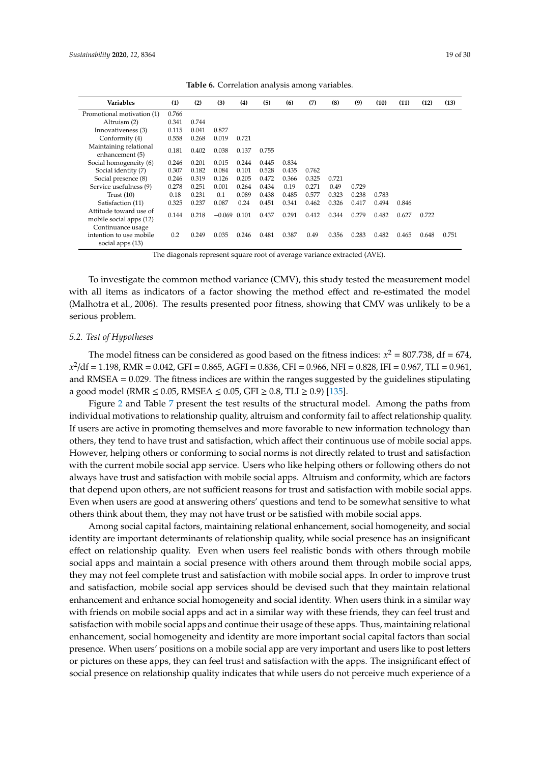**Table 6.** Correlation analysis among variables.

| Variables | (1) | (2) | (3) | (4) | (5) | (6) | (7) | (8) | (9) | (10) | (11) | (12) | (13) |
|---|---|---|---|---|---|---|---|---|---|---|---|---|---|
| Promotional motivation (1) | 0.766 | | | | | | | | | | | | |
| Altruism (2) | 0.341 | 0.744 | | | | | | | | | | | |
| Innovativeness (3) | 0.115 | 0.041 | 0.827 | | | | | | | | | | |
| Conformity (4) | 0.558 | 0.268 | 0.019 | 0.721 | | | | | | | | | |
| Maintaining relational enhancement (5) | 0.181 | 0.402 | 0.038 | 0.137 | 0.755 | | | | | | | | |
| Social homogeneity (6) | 0.246 | 0.201 | 0.015 | 0.244 | 0.445 | 0.834 | | | | | | | |
| Social identity (7) | 0.307 | 0.182 | 0.084 | 0.101 | 0.528 | 0.435 | 0.762 | | | | | | |
| Social presence (8) | 0.246 | 0.319 | 0.126 | 0.205 | 0.472 | 0.366 | 0.325 | 0.721 | | | | | |
| Service usefulness (9) | 0.278 | 0.251 | 0.001 | 0.264 | 0.434 | 0.19 | 0.271 | 0.49 | 0.729 | | | | |
| Trust (10) | 0.18 | 0.231 | 0.1 | 0.089 | 0.438 | 0.485 | 0.577 | 0.323 | 0.238 | 0.783 | | | |
| Satisfaction (11) | 0.325 | 0.237 | 0.087 | 0.24 | 0.451 | 0.341 | 0.462 | 0.326 | 0.417 | 0.494 | 0.846 | | |
| Attitude toward use of mobile social apps (12) | 0.144 | 0.218 | −0.069 | 0.101 | 0.437 | 0.291 | 0.412 | 0.344 | 0.279 | 0.482 | 0.627 | 0.722 | |
| Continuance usage intention to use mobile social apps (13) | 0.2 | 0.249 | 0.035 | 0.246 | 0.481 | 0.387 | 0.49 | 0.356 | 0.283 | 0.482 | 0.465 | 0.648 | 0.751 |

The diagonals represent square root of average variance extracted (AVE).

To investigate the common method variance (CMV), this study tested the measurement model with all items as indicators of a factor showing the method effect and re-estimated the model (Malhotra et al., 2006). The results presented poor fitness, showing that CMV was unlikely to be a serious problem.

### 5.2. Test of Hypotheses

The model fitness can be considered as good based on the fitness indices: $x^2$ = 807.738, df = 674, $x^2$/df = 1.198, RMR = 0.042, GFI = 0.865, AGFI = 0.836, CFI = 0.966, NFI = 0.828, IFI = 0.967, TLI = 0.961, and RMSEA = 0.029. The fitness indices are within the ranges suggested by the guidelines stipulating a good model (RMR ≤ 0.05, RMSEA ≤ 0.05, GFI ≥ 0.8, TLI ≥ 0.9) [135].

Figure 2 and Table 7 present the test results of the structural model. Among the paths from individual motivations to relationship quality, altruism and conformity fail to affect relationship quality. If users are active in promoting themselves and more favorable to new information technology than others, they tend to have trust and satisfaction, which affect their continuous use of mobile social apps. However, helping others or conforming to social norms is not directly related to trust and satisfaction with the current mobile social app service. Users who like helping others or following others do not always have trust and satisfaction with mobile social apps. Altruism and conformity, which are factors that depend upon others, are not sufficient reasons for trust and satisfaction with mobile social apps. Even when users are good at answering others' questions and tend to be somewhat sensitive to what others think about them, they may not have trust or be satisfied with mobile social apps.

Among social capital factors, maintaining relational enhancement, social homogeneity, and social identity are important determinants of relationship quality, while social presence has an insignificant effect on relationship quality. Even when users feel realistic bonds with others through mobile social apps and maintain a social presence with others around them through mobile social apps, they may not feel complete trust and satisfaction with mobile social apps. In order to improve trust and satisfaction, mobile social app services should be devised such that they maintain relational enhancement and enhance social homogeneity and social identity. When users think in a similar way with friends on mobile social apps and act in a similar way with these friends, they can feel trust and satisfaction with mobile social apps and continue their usage of these apps. Thus, maintaining relational enhancement, social homogeneity and identity are more important social capital factors than social presence. When users' positions on a mobile social app are very important and users like to post letters or pictures on these apps, they can feel trust and satisfaction with the apps. The insignificant effect of social presence on relationship quality indicates that while users do not perceive much experience of a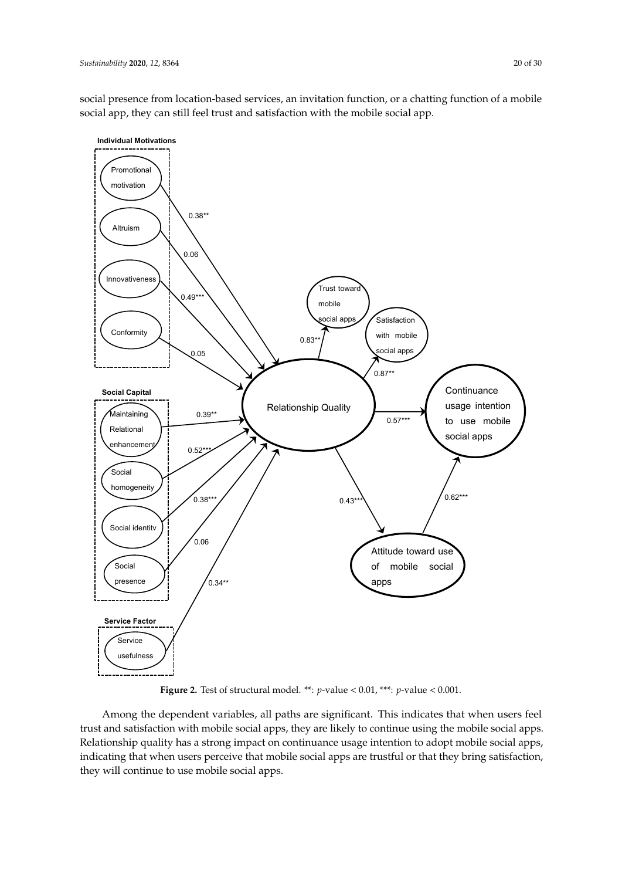social presence from location-based services, an invitation function, or a chatting function of a mobile social app, they can still feel trust and satisfaction with the mobile social app.

**Figure 2.** Test of structural model. **: $p$-value < 0.01, ***: $p$-value < 0.001.

Among the dependent variables, all paths are significant. This indicates that when users feel trust and satisfaction with mobile social apps, they are likely to continue using the mobile social apps. Relationship quality has a strong impact on continuance usage intention to adopt mobile social apps, indicating that when users perceive that mobile social apps are trustful or that they bring satisfaction, they will continue to use mobile social apps.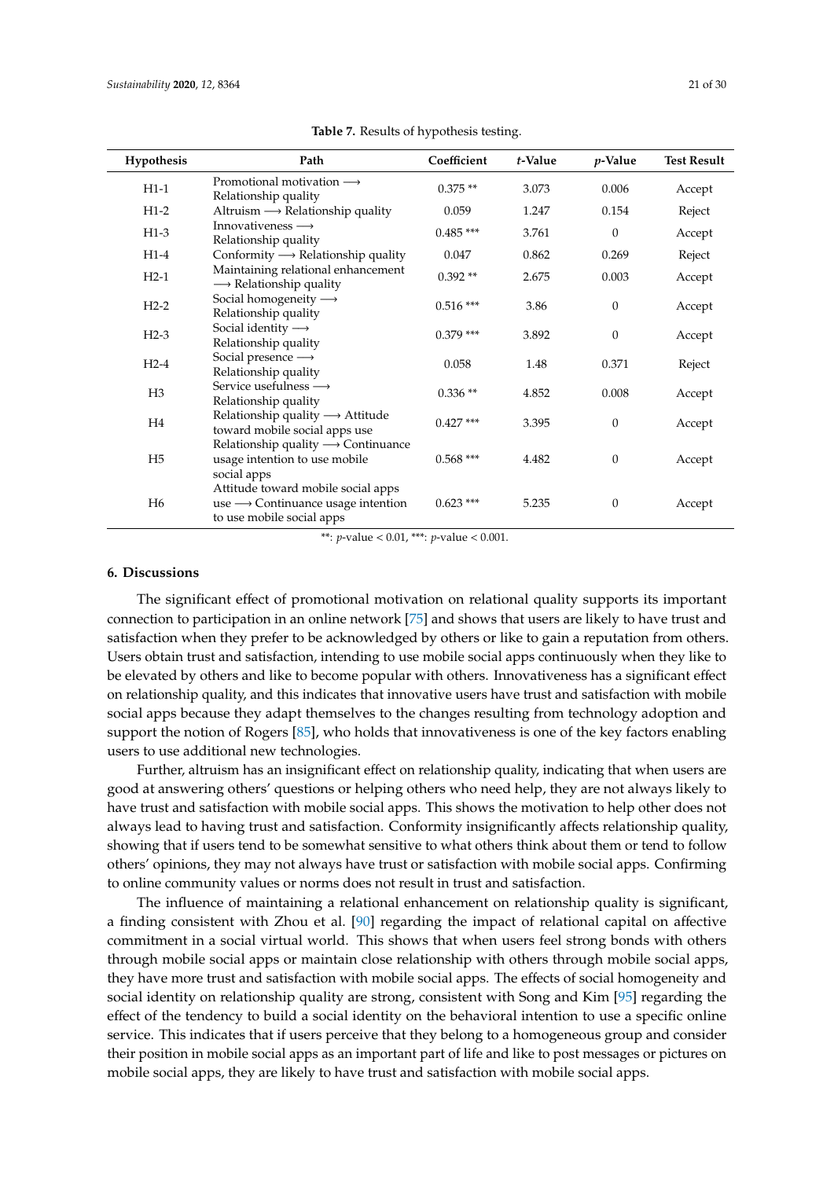**Table 7.** Results of hypothesis testing.

| Hypothesis | Path | Coefficient | *t*-Value | *p*-Value | Test Result |
|---|---|---|---|---|---|
| H1-1 | Promotional motivation ⟶ Relationship quality | 0.375 ** | 3.073 | 0.006 | Accept |
| H1-2 | Altruism ⟶ Relationship quality | 0.059 | 1.247 | 0.154 | Reject |
| H1-3 | Innovativeness ⟶ Relationship quality | 0.485 *** | 3.761 | 0 | Accept |
| H1-4 | Conformity ⟶ Relationship quality | 0.047 | 0.862 | 0.269 | Reject |
| H2-1 | Maintaining relational enhancement ⟶ Relationship quality | 0.392 ** | 2.675 | 0.003 | Accept |
| H2-2 | Social homogeneity ⟶ Relationship quality | 0.516 *** | 3.86 | 0 | Accept |
| H2-3 | Social identity ⟶ Relationship quality | 0.379 *** | 3.892 | 0 | Accept |
| H2-4 | Social presence ⟶ Relationship quality | 0.058 | 1.48 | 0.371 | Reject |
| H3 | Service usefulness ⟶ Relationship quality | 0.336 ** | 4.852 | 0.008 | Accept |
| H4 | Relationship quality ⟶ Attitude toward mobile social apps use | 0.427 *** | 3.395 | 0 | Accept |
| H5 | Relationship quality ⟶ Continuance usage intention to use mobile social apps | 0.568 *** | 4.482 | 0 | Accept |
| H6 | Attitude toward mobile social apps use ⟶ Continuance usage intention to use mobile social apps | 0.623 *** | 5.235 | 0 | Accept |

**: *p*-value < 0.01, ***: *p*-value < 0.001.

## 6. Discussions

The significant effect of promotional motivation on relational quality supports its important connection to participation in an online network [75] and shows that users are likely to have trust and satisfaction when they prefer to be acknowledged by others or like to gain a reputation from others. Users obtain trust and satisfaction, intending to use mobile social apps continuously when they like to be elevated by others and like to become popular with others. Innovativeness has a significant effect on relationship quality, and this indicates that innovative users have trust and satisfaction with mobile social apps because they adapt themselves to the changes resulting from technology adoption and support the notion of Rogers [85], who holds that innovativeness is one of the key factors enabling users to use additional new technologies.

Further, altruism has an insignificant effect on relationship quality, indicating that when users are good at answering others' questions or helping others who need help, they are not always likely to have trust and satisfaction with mobile social apps. This shows the motivation to help other does not always lead to having trust and satisfaction. Conformity insignificantly affects relationship quality, showing that if users tend to be somewhat sensitive to what others think about them or tend to follow others' opinions, they may not always have trust or satisfaction with mobile social apps. Confirming to online community values or norms does not result in trust and satisfaction.

The influence of maintaining a relational enhancement on relationship quality is significant, a finding consistent with Zhou et al. [90] regarding the impact of relational capital on affective commitment in a social virtual world. This shows that when users feel strong bonds with others through mobile social apps or maintain close relationship with others through mobile social apps, they have more trust and satisfaction with mobile social apps. The effects of social homogeneity and social identity on relationship quality are strong, consistent with Song and Kim [95] regarding the effect of the tendency to build a social identity on the behavioral intention to use a specific online service. This indicates that if users perceive that they belong to a homogeneous group and consider their position in mobile social apps as an important part of life and like to post messages or pictures on mobile social apps, they are likely to have trust and satisfaction with mobile social apps.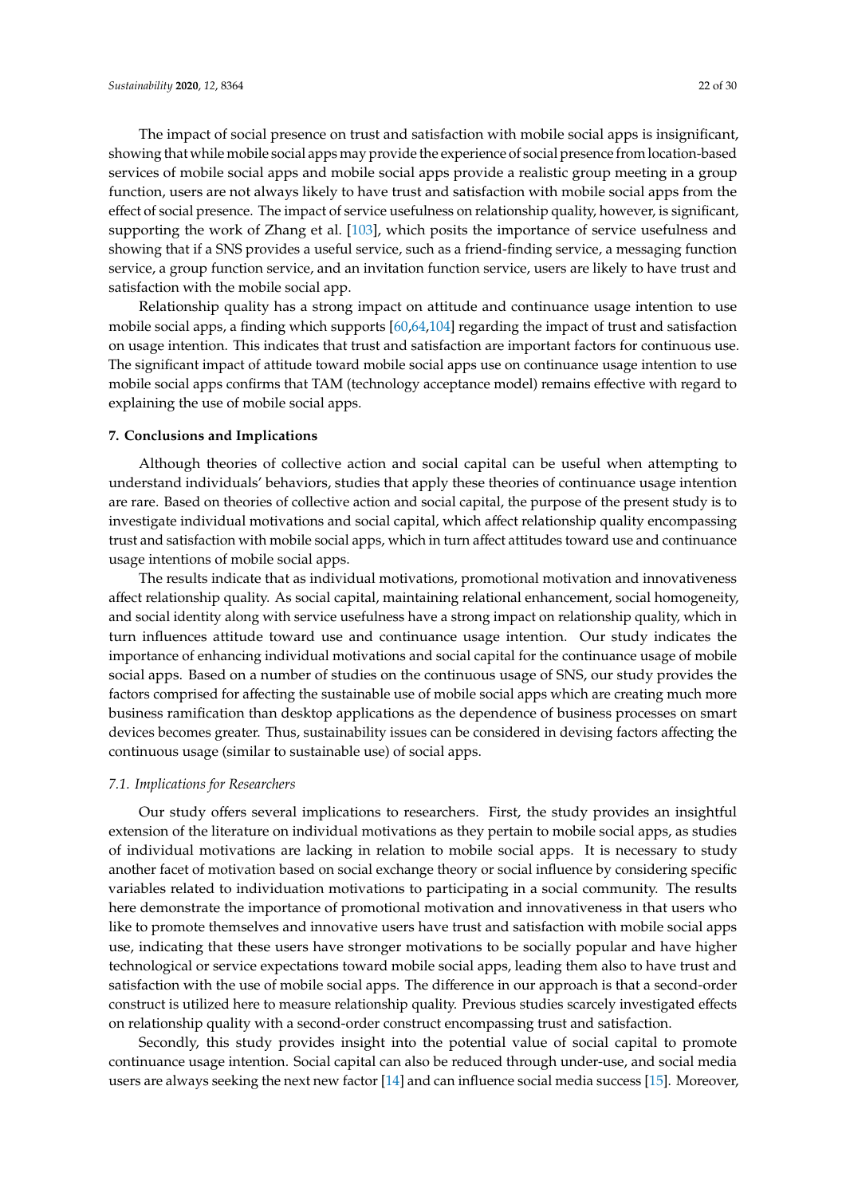The impact of social presence on trust and satisfaction with mobile social apps is insignificant, showing that while mobile social apps may provide the experience of social presence from location-based services of mobile social apps and mobile social apps provide a realistic group meeting in a group function, users are not always likely to have trust and satisfaction with mobile social apps from the effect of social presence. The impact of service usefulness on relationship quality, however, is significant, supporting the work of Zhang et al. [103], which posits the importance of service usefulness and showing that if a SNS provides a useful service, such as a friend-finding service, a messaging function service, a group function service, and an invitation function service, users are likely to have trust and satisfaction with the mobile social app.

Relationship quality has a strong impact on attitude and continuance usage intention to use mobile social apps, a finding which supports [60,64,104] regarding the impact of trust and satisfaction on usage intention. This indicates that trust and satisfaction are important factors for continuous use. The significant impact of attitude toward mobile social apps use on continuance usage intention to use mobile social apps confirms that TAM (technology acceptance model) remains effective with regard to explaining the use of mobile social apps.

## 7. Conclusions and Implications

Although theories of collective action and social capital can be useful when attempting to understand individuals' behaviors, studies that apply these theories of continuance usage intention are rare. Based on theories of collective action and social capital, the purpose of the present study is to investigate individual motivations and social capital, which affect relationship quality encompassing trust and satisfaction with mobile social apps, which in turn affect attitudes toward use and continuance usage intentions of mobile social apps.

The results indicate that as individual motivations, promotional motivation and innovativeness affect relationship quality. As social capital, maintaining relational enhancement, social homogeneity, and social identity along with service usefulness have a strong impact on relationship quality, which in turn influences attitude toward use and continuance usage intention. Our study indicates the importance of enhancing individual motivations and social capital for the continuance usage of mobile social apps. Based on a number of studies on the continuous usage of SNS, our study provides the factors comprised for affecting the sustainable use of mobile social apps which are creating much more business ramification than desktop applications as the dependence of business processes on smart devices becomes greater. Thus, sustainability issues can be considered in devising factors affecting the continuous usage (similar to sustainable use) of social apps.

### *7.1. Implications for Researchers*

Our study offers several implications to researchers. First, the study provides an insightful extension of the literature on individual motivations as they pertain to mobile social apps, as studies of individual motivations are lacking in relation to mobile social apps. It is necessary to study another facet of motivation based on social exchange theory or social influence by considering specific variables related to individuation motivations to participating in a social community. The results here demonstrate the importance of promotional motivation and innovativeness in that users who like to promote themselves and innovative users have trust and satisfaction with mobile social apps use, indicating that these users have stronger motivations to be socially popular and have higher technological or service expectations toward mobile social apps, leading them also to have trust and satisfaction with the use of mobile social apps. The difference in our approach is that a second-order construct is utilized here to measure relationship quality. Previous studies scarcely investigated effects on relationship quality with a second-order construct encompassing trust and satisfaction.

Secondly, this study provides insight into the potential value of social capital to promote continuance usage intention. Social capital can also be reduced through under-use, and social media users are always seeking the next new factor [14] and can influence social media success [15]. Moreover,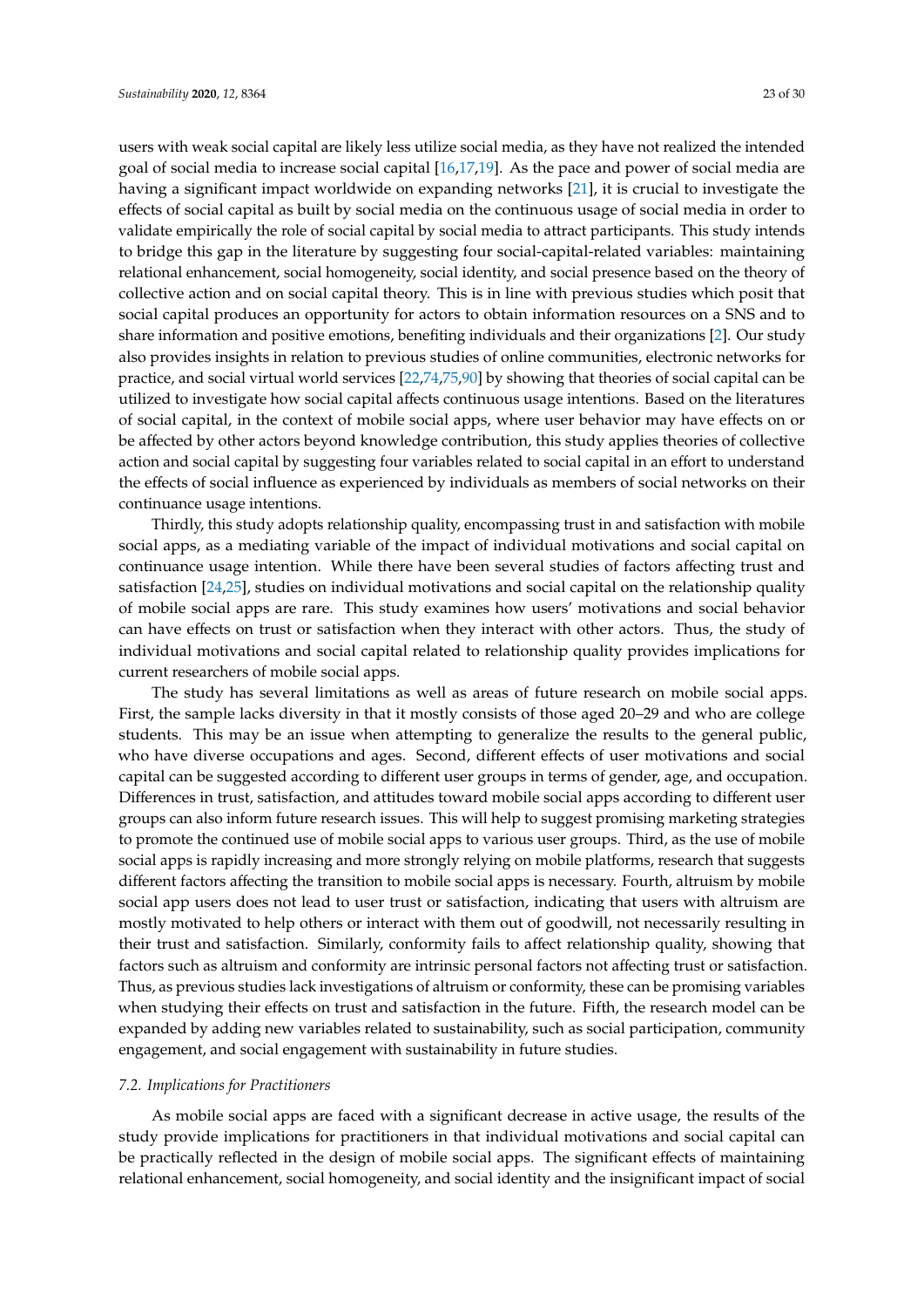users with weak social capital are likely less utilize social media, as they have not realized the intended goal of social media to increase social capital [16,17,19]. As the pace and power of social media are having a significant impact worldwide on expanding networks [21], it is crucial to investigate the effects of social capital as built by social media on the continuous usage of social media in order to validate empirically the role of social capital by social media to attract participants. This study intends to bridge this gap in the literature by suggesting four social-capital-related variables: maintaining relational enhancement, social homogeneity, social identity, and social presence based on the theory of collective action and on social capital theory. This is in line with previous studies which posit that social capital produces an opportunity for actors to obtain information resources on a SNS and to share information and positive emotions, benefiting individuals and their organizations [2]. Our study also provides insights in relation to previous studies of online communities, electronic networks for practice, and social virtual world services [22,74,75,90] by showing that theories of social capital can be utilized to investigate how social capital affects continuous usage intentions. Based on the literatures of social capital, in the context of mobile social apps, where user behavior may have effects on or be affected by other actors beyond knowledge contribution, this study applies theories of collective action and social capital by suggesting four variables related to social capital in an effort to understand the effects of social influence as experienced by individuals as members of social networks on their continuance usage intentions.

Thirdly, this study adopts relationship quality, encompassing trust in and satisfaction with mobile social apps, as a mediating variable of the impact of individual motivations and social capital on continuance usage intention. While there have been several studies of factors affecting trust and satisfaction [24,25], studies on individual motivations and social capital on the relationship quality of mobile social apps are rare. This study examines how users' motivations and social behavior can have effects on trust or satisfaction when they interact with other actors. Thus, the study of individual motivations and social capital related to relationship quality provides implications for current researchers of mobile social apps.

The study has several limitations as well as areas of future research on mobile social apps. First, the sample lacks diversity in that it mostly consists of those aged 20–29 and who are college students. This may be an issue when attempting to generalize the results to the general public, who have diverse occupations and ages. Second, different effects of user motivations and social capital can be suggested according to different user groups in terms of gender, age, and occupation. Differences in trust, satisfaction, and attitudes toward mobile social apps according to different user groups can also inform future research issues. This will help to suggest promising marketing strategies to promote the continued use of mobile social apps to various user groups. Third, as the use of mobile social apps is rapidly increasing and more strongly relying on mobile platforms, research that suggests different factors affecting the transition to mobile social apps is necessary. Fourth, altruism by mobile social app users does not lead to user trust or satisfaction, indicating that users with altruism are mostly motivated to help others or interact with them out of goodwill, not necessarily resulting in their trust and satisfaction. Similarly, conformity fails to affect relationship quality, showing that factors such as altruism and conformity are intrinsic personal factors not affecting trust or satisfaction. Thus, as previous studies lack investigations of altruism or conformity, these can be promising variables when studying their effects on trust and satisfaction in the future. Fifth, the research model can be expanded by adding new variables related to sustainability, such as social participation, community engagement, and social engagement with sustainability in future studies.

### *7.2. Implications for Practitioners*

As mobile social apps are faced with a significant decrease in active usage, the results of the study provide implications for practitioners in that individual motivations and social capital can be practically reflected in the design of mobile social apps. The significant effects of maintaining relational enhancement, social homogeneity, and social identity and the insignificant impact of social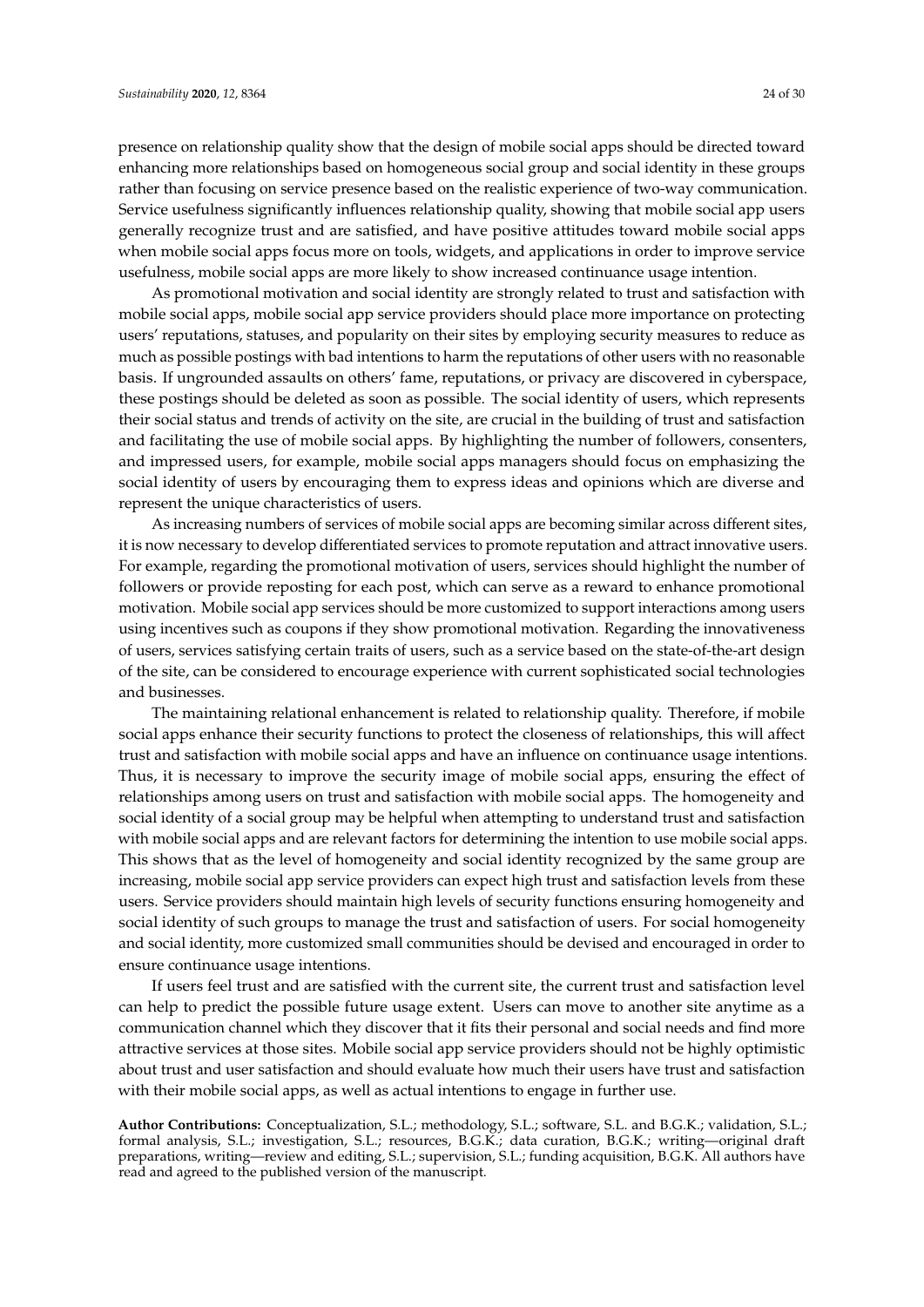presence on relationship quality show that the design of mobile social apps should be directed toward enhancing more relationships based on homogeneous social group and social identity in these groups rather than focusing on service presence based on the realistic experience of two-way communication. Service usefulness significantly influences relationship quality, showing that mobile social app users generally recognize trust and are satisfied, and have positive attitudes toward mobile social apps when mobile social apps focus more on tools, widgets, and applications in order to improve service usefulness, mobile social apps are more likely to show increased continuance usage intention.

As promotional motivation and social identity are strongly related to trust and satisfaction with mobile social apps, mobile social app service providers should place more importance on protecting users' reputations, statuses, and popularity on their sites by employing security measures to reduce as much as possible postings with bad intentions to harm the reputations of other users with no reasonable basis. If ungrounded assaults on others' fame, reputations, or privacy are discovered in cyberspace, these postings should be deleted as soon as possible. The social identity of users, which represents their social status and trends of activity on the site, are crucial in the building of trust and satisfaction and facilitating the use of mobile social apps. By highlighting the number of followers, consenters, and impressed users, for example, mobile social apps managers should focus on emphasizing the social identity of users by encouraging them to express ideas and opinions which are diverse and represent the unique characteristics of users.

As increasing numbers of services of mobile social apps are becoming similar across different sites, it is now necessary to develop differentiated services to promote reputation and attract innovative users. For example, regarding the promotional motivation of users, services should highlight the number of followers or provide reposting for each post, which can serve as a reward to enhance promotional motivation. Mobile social app services should be more customized to support interactions among users using incentives such as coupons if they show promotional motivation. Regarding the innovativeness of users, services satisfying certain traits of users, such as a service based on the state-of-the-art design of the site, can be considered to encourage experience with current sophisticated social technologies and businesses.

The maintaining relational enhancement is related to relationship quality. Therefore, if mobile social apps enhance their security functions to protect the closeness of relationships, this will affect trust and satisfaction with mobile social apps and have an influence on continuance usage intentions. Thus, it is necessary to improve the security image of mobile social apps, ensuring the effect of relationships among users on trust and satisfaction with mobile social apps. The homogeneity and social identity of a social group may be helpful when attempting to understand trust and satisfaction with mobile social apps and are relevant factors for determining the intention to use mobile social apps. This shows that as the level of homogeneity and social identity recognized by the same group are increasing, mobile social app service providers can expect high trust and satisfaction levels from these users. Service providers should maintain high levels of security functions ensuring homogeneity and social identity of such groups to manage the trust and satisfaction of users. For social homogeneity and social identity, more customized small communities should be devised and encouraged in order to ensure continuance usage intentions.

If users feel trust and are satisfied with the current site, the current trust and satisfaction level can help to predict the possible future usage extent. Users can move to another site anytime as a communication channel which they discover that it fits their personal and social needs and find more attractive services at those sites. Mobile social app service providers should not be highly optimistic about trust and user satisfaction and should evaluate how much their users have trust and satisfaction with their mobile social apps, as well as actual intentions to engage in further use.

**Author Contributions:** Conceptualization, S.L.; methodology, S.L.; software, S.L. and B.G.K.; validation, S.L.; formal analysis, S.L.; investigation, S.L.; resources, B.G.K.; data curation, B.G.K.; writing—original draft preparations, writing—review and editing, S.L.; supervision, S.L.; funding acquisition, B.G.K. All authors have read and agreed to the published version of the manuscript.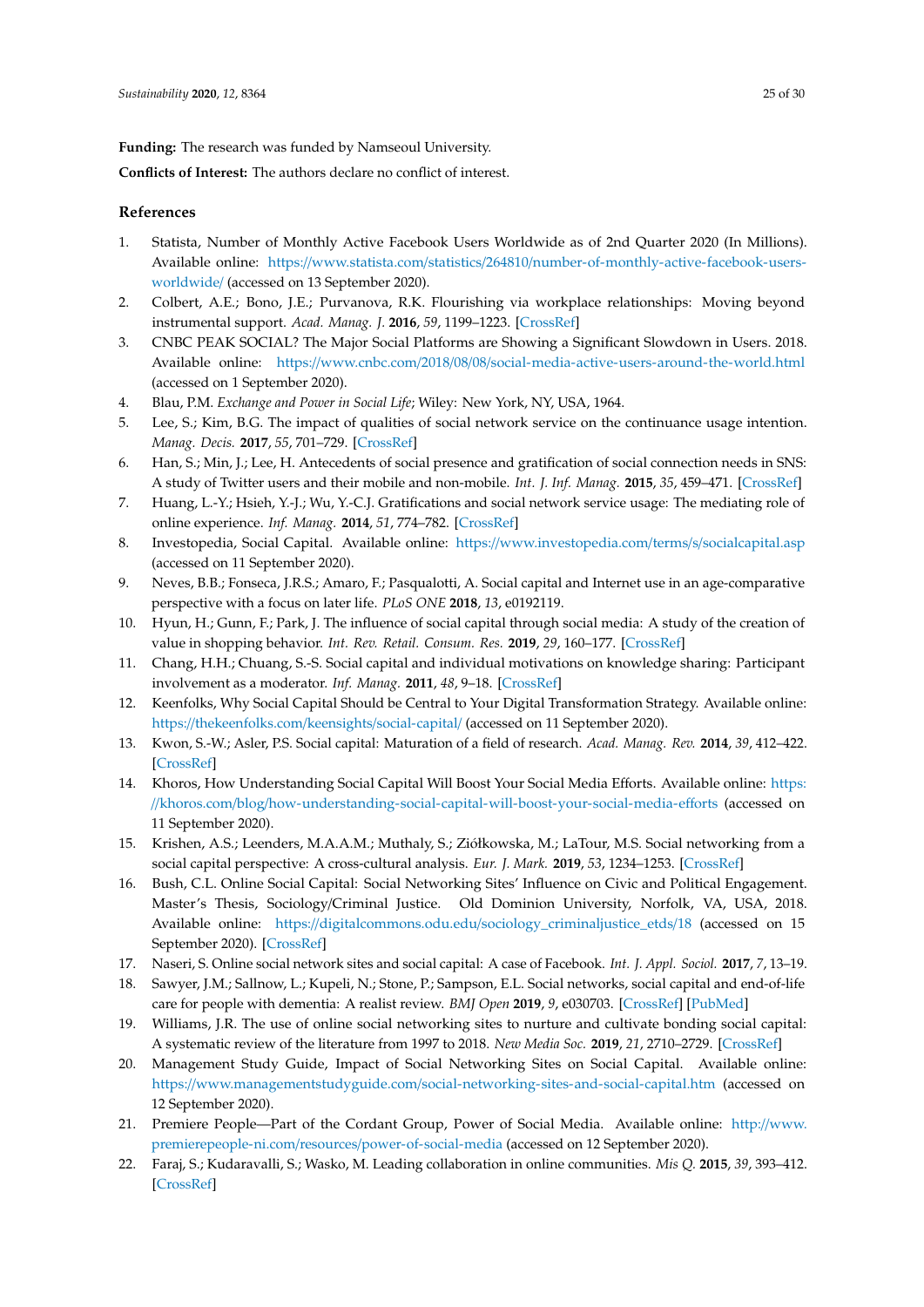**Funding:** The research was funded by Namseoul University.

**Conflicts of Interest:** The authors declare no conflict of interest.

## References

1. Statista, Number of Monthly Active Facebook Users Worldwide as of 2nd Quarter 2020 (In Millions). Available online: https://www.statista.com/statistics/264810/number-of-monthly-active-facebook-users-worldwide/ (accessed on 13 September 2020).
2. Colbert, A.E.; Bono, J.E.; Purvanova, R.K. Flourishing via workplace relationships: Moving beyond instrumental support. *Acad. Manag. J.* **2016**, *59*, 1199–1223. [CrossRef]
3. CNBC PEAK SOCIAL? The Major Social Platforms are Showing a Significant Slowdown in Users. 2018. Available online: https://www.cnbc.com/2018/08/08/social-media-active-users-around-the-world.html (accessed on 1 September 2020).
4. Blau, P.M. *Exchange and Power in Social Life*; Wiley: New York, NY, USA, 1964.
5. Lee, S.; Kim, B.G. The impact of qualities of social network service on the continuance usage intention. *Manag. Decis.* **2017**, *55*, 701–729. [CrossRef]
6. Han, S.; Min, J.; Lee, H. Antecedents of social presence and gratification of social connection needs in SNS: A study of Twitter users and their mobile and non-mobile. *Int. J. Inf. Manag.* **2015**, *35*, 459–471. [CrossRef]
7. Huang, L.-Y.; Hsieh, Y.-J.; Wu, Y.-C.J. Gratifications and social network service usage: The mediating role of online experience. *Inf. Manag.* **2014**, *51*, 774–782. [CrossRef]
8. Investopedia, Social Capital. Available online: https://www.investopedia.com/terms/s/socialcapital.asp (accessed on 11 September 2020).
9. Neves, B.B.; Fonseca, J.R.S.; Amaro, F.; Pasqualotti, A. Social capital and Internet use in an age-comparative perspective with a focus on later life. *PLoS ONE* **2018**, *13*, e0192119.
10. Hyun, H.; Gunn, F.; Park, J. The influence of social capital through social media: A study of the creation of value in shopping behavior. *Int. Rev. Retail. Consum. Res.* **2019**, *29*, 160–177. [CrossRef]
11. Chang, H.H.; Chuang, S.-S. Social capital and individual motivations on knowledge sharing: Participant involvement as a moderator. *Inf. Manag.* **2011**, *48*, 9–18. [CrossRef]
12. Keenfolks, Why Social Capital Should be Central to Your Digital Transformation Strategy. Available online: https://thekeenfolks.com/keensights/social-capital/ (accessed on 11 September 2020).
13. Kwon, S.-W.; Asler, P.S. Social capital: Maturation of a field of research. *Acad. Manag. Rev.* **2014**, *39*, 412–422. [CrossRef]
14. Khoros, How Understanding Social Capital Will Boost Your Social Media Efforts. Available online: https://khoros.com/blog/how-understanding-social-capital-will-boost-your-social-media-efforts (accessed on 11 September 2020).
15. Krishen, A.S.; Leenders, M.A.A.M.; Muthaly, S.; Ziółkowska, M.; LaTour, M.S. Social networking from a social capital perspective: A cross-cultural analysis. *Eur. J. Mark.* **2019**, *53*, 1234–1253. [CrossRef]
16. Bush, C.L. Online Social Capital: Social Networking Sites' Influence on Civic and Political Engagement. Master's Thesis, Sociology/Criminal Justice. Old Dominion University, Norfolk, VA, USA, 2018. Available online: https://digitalcommons.odu.edu/sociology_criminaljustice_etds/18 (accessed on 15 September 2020). [CrossRef]
17. Naseri, S. Online social network sites and social capital: A case of Facebook. *Int. J. Appl. Sociol.* **2017**, *7*, 13–19.
18. Sawyer, J.M.; Sallnow, L.; Kupeli, N.; Stone, P.; Sampson, E.L. Social networks, social capital and end-of-life care for people with dementia: A realist review. *BMJ Open* **2019**, *9*, e030703. [CrossRef] [PubMed]
19. Williams, J.R. The use of online social networking sites to nurture and cultivate bonding social capital: A systematic review of the literature from 1997 to 2018. *New Media Soc.* **2019**, *21*, 2710–2729. [CrossRef]
20. Management Study Guide, Impact of Social Networking Sites on Social Capital. Available online: https://www.managementstudyguide.com/social-networking-sites-and-social-capital.htm (accessed on 12 September 2020).
21. Premiere People—Part of the Cordant Group, Power of Social Media. Available online: http://www.premierepeople-ni.com/resources/power-of-social-media (accessed on 12 September 2020).
22. Faraj, S.; Kudaravalli, S.; Wasko, M. Leading collaboration in online communities. *Mis Q.* **2015**, *39*, 393–412. [CrossRef]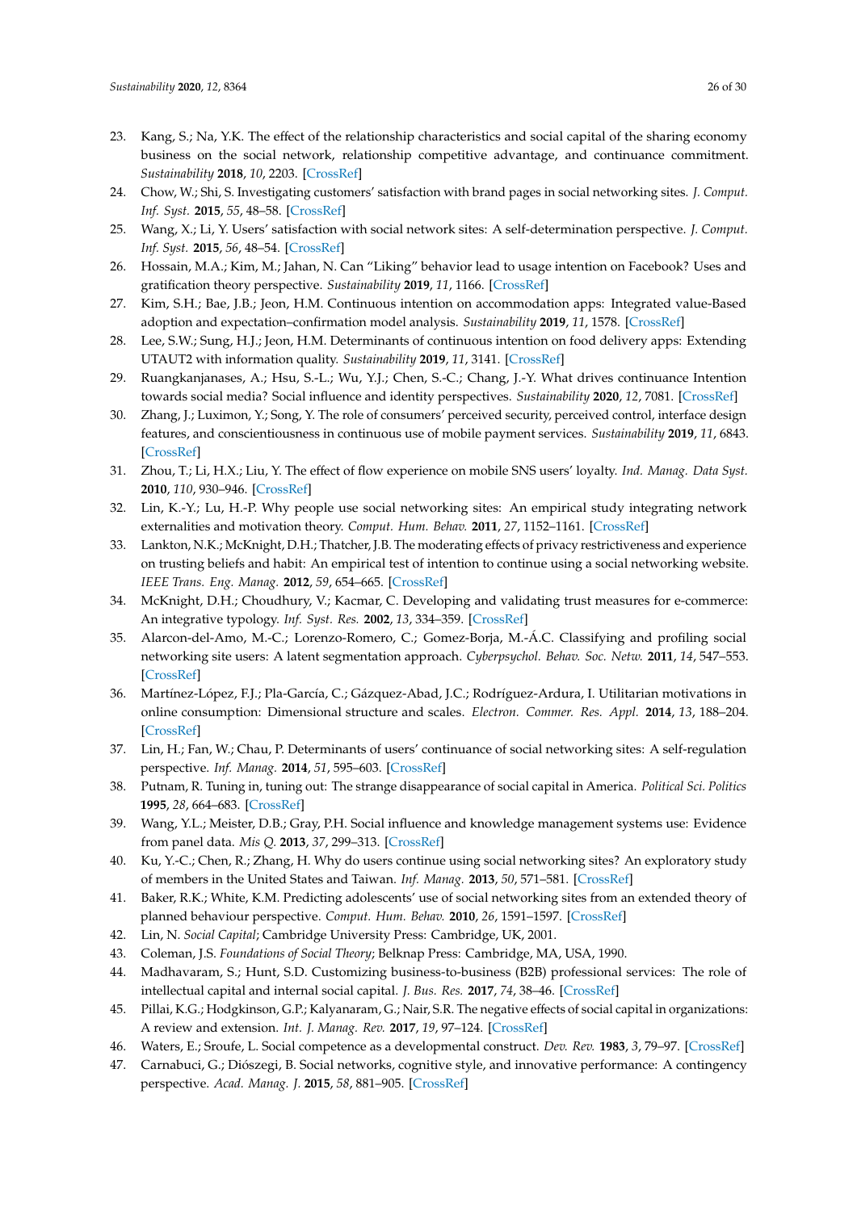23. Kang, S.; Na, Y.K. The effect of the relationship characteristics and social capital of the sharing economy business on the social network, relationship competitive advantage, and continuance commitment. *Sustainability* **2018**, *10*, 2203. [CrossRef]
24. Chow, W.; Shi, S. Investigating customers' satisfaction with brand pages in social networking sites. *J. Comput. Inf. Syst.* **2015**, *55*, 48–58. [CrossRef]
25. Wang, X.; Li, Y. Users' satisfaction with social network sites: A self-determination perspective. *J. Comput. Inf. Syst.* **2015**, *56*, 48–54. [CrossRef]
26. Hossain, M.A.; Kim, M.; Jahan, N. Can "Liking" behavior lead to usage intention on Facebook? Uses and gratification theory perspective. *Sustainability* **2019**, *11*, 1166. [CrossRef]
27. Kim, S.H.; Bae, J.B.; Jeon, H.M. Continuous intention on accommodation apps: Integrated value-Based adoption and expectation–confirmation model analysis. *Sustainability* **2019**, *11*, 1578. [CrossRef]
28. Lee, S.W.; Sung, H.J.; Jeon, H.M. Determinants of continuous intention on food delivery apps: Extending UTAUT2 with information quality. *Sustainability* **2019**, *11*, 3141. [CrossRef]
29. Ruangkanjanases, A.; Hsu, S.-L.; Wu, Y.J.; Chen, S.-C.; Chang, J.-Y. What drives continuance Intention towards social media? Social influence and identity perspectives. *Sustainability* **2020**, *12*, 7081. [CrossRef]
30. Zhang, J.; Luximon, Y.; Song, Y. The role of consumers' perceived security, perceived control, interface design features, and conscientiousness in continuous use of mobile payment services. *Sustainability* **2019**, *11*, 6843. [CrossRef]
31. Zhou, T.; Li, H.X.; Liu, Y. The effect of flow experience on mobile SNS users' loyalty. *Ind. Manag. Data Syst.* **2010**, *110*, 930–946. [CrossRef]
32. Lin, K.-Y.; Lu, H.-P. Why people use social networking sites: An empirical study integrating network externalities and motivation theory. *Comput. Hum. Behav.* **2011**, *27*, 1152–1161. [CrossRef]
33. Lankton, N.K.; McKnight, D.H.; Thatcher, J.B. The moderating effects of privacy restrictiveness and experience on trusting beliefs and habit: An empirical test of intention to continue using a social networking website. *IEEE Trans. Eng. Manag.* **2012**, *59*, 654–665. [CrossRef]
34. McKnight, D.H.; Choudhury, V.; Kacmar, C. Developing and validating trust measures for e-commerce: An integrative typology. *Inf. Syst. Res.* **2002**, *13*, 334–359. [CrossRef]
35. Alarcon-del-Amo, M.-C.; Lorenzo-Romero, C.; Gomez-Borja, M.-Á.C. Classifying and profiling social networking site users: A latent segmentation approach. *Cyberpsychol. Behav. Soc. Netw.* **2011**, *14*, 547–553. [CrossRef]
36. Martínez-López, F.J.; Pla-García, C.; Gázquez-Abad, J.C.; Rodríguez-Ardura, I. Utilitarian motivations in online consumption: Dimensional structure and scales. *Electron. Commer. Res. Appl.* **2014**, *13*, 188–204. [CrossRef]
37. Lin, H.; Fan, W.; Chau, P. Determinants of users' continuance of social networking sites: A self-regulation perspective. *Inf. Manag.* **2014**, *51*, 595–603. [CrossRef]
38. Putnam, R. Tuning in, tuning out: The strange disappearance of social capital in America. *Political Sci. Politics* **1995**, *28*, 664–683. [CrossRef]
39. Wang, Y.L.; Meister, D.B.; Gray, P.H. Social influence and knowledge management systems use: Evidence from panel data. *Mis Q.* **2013**, *37*, 299–313. [CrossRef]
40. Ku, Y.-C.; Chen, R.; Zhang, H. Why do users continue using social networking sites? An exploratory study of members in the United States and Taiwan. *Inf. Manag.* **2013**, *50*, 571–581. [CrossRef]
41. Baker, R.K.; White, K.M. Predicting adolescents' use of social networking sites from an extended theory of planned behaviour perspective. *Comput. Hum. Behav.* **2010**, *26*, 1591–1597. [CrossRef]
42. Lin, N. *Social Capital*; Cambridge University Press: Cambridge, UK, 2001.
43. Coleman, J.S. *Foundations of Social Theory*; Belknap Press: Cambridge, MA, USA, 1990.
44. Madhavaram, S.; Hunt, S.D. Customizing business-to-business (B2B) professional services: The role of intellectual capital and internal social capital. *J. Bus. Res.* **2017**, *74*, 38–46. [CrossRef]
45. Pillai, K.G.; Hodgkinson, G.P.; Kalyanaram, G.; Nair, S.R. The negative effects of social capital in organizations: A review and extension. *Int. J. Manag. Rev.* **2017**, *19*, 97–124. [CrossRef]
46. Waters, E.; Sroufe, L. Social competence as a developmental construct. *Dev. Rev.* **1983**, *3*, 79–97. [CrossRef]
47. Carnabuci, G.; Diószegi, B. Social networks, cognitive style, and innovative performance: A contingency perspective. *Acad. Manag. J.* **2015**, *58*, 881–905. [CrossRef]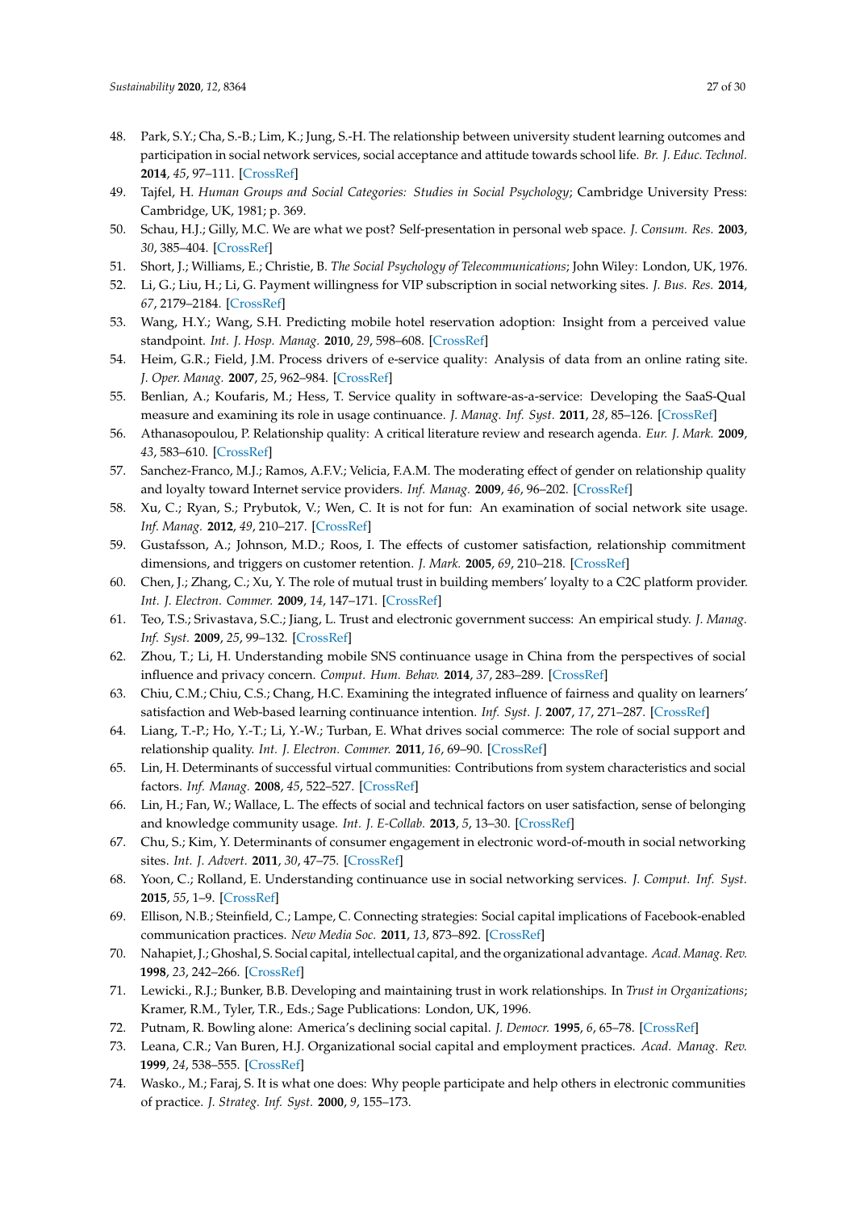48. Park, S.Y.; Cha, S.-B.; Lim, K.; Jung, S.-H. The relationship between university student learning outcomes and participation in social network services, social acceptance and attitude towards school life. *Br. J. Educ. Technol.* **2014**, *45*, 97–111. [CrossRef]
49. Tajfel, H. *Human Groups and Social Categories: Studies in Social Psychology*; Cambridge University Press: Cambridge, UK, 1981; p. 369.
50. Schau, H.J.; Gilly, M.C. We are what we post? Self-presentation in personal web space. *J. Consum. Res.* **2003**, *30*, 385–404. [CrossRef]
51. Short, J.; Williams, E.; Christie, B. *The Social Psychology of Telecommunications*; John Wiley: London, UK, 1976.
52. Li, G.; Liu, H.; Li, G. Payment willingness for VIP subscription in social networking sites. *J. Bus. Res.* **2014**, *67*, 2179–2184. [CrossRef]
53. Wang, H.Y.; Wang, S.H. Predicting mobile hotel reservation adoption: Insight from a perceived value standpoint. *Int. J. Hosp. Manag.* **2010**, *29*, 598–608. [CrossRef]
54. Heim, G.R.; Field, J.M. Process drivers of e-service quality: Analysis of data from an online rating site. *J. Oper. Manag.* **2007**, *25*, 962–984. [CrossRef]
55. Benlian, A.; Koufaris, M.; Hess, T. Service quality in software-as-a-service: Developing the SaaS-Qual measure and examining its role in usage continuance. *J. Manag. Inf. Syst.* **2011**, *28*, 85–126. [CrossRef]
56. Athanasopoulou, P. Relationship quality: A critical literature review and research agenda. *Eur. J. Mark.* **2009**, *43*, 583–610. [CrossRef]
57. Sanchez-Franco, M.J.; Ramos, A.F.V.; Velicia, F.A.M. The moderating effect of gender on relationship quality and loyalty toward Internet service providers. *Inf. Manag.* **2009**, *46*, 96–202. [CrossRef]
58. Xu, C.; Ryan, S.; Prybutok, V.; Wen, C. It is not for fun: An examination of social network site usage. *Inf. Manag.* **2012**, *49*, 210–217. [CrossRef]
59. Gustafsson, A.; Johnson, M.D.; Roos, I. The effects of customer satisfaction, relationship commitment dimensions, and triggers on customer retention. *J. Mark.* **2005**, *69*, 210–218. [CrossRef]
60. Chen, J.; Zhang, C.; Xu, Y. The role of mutual trust in building members' loyalty to a C2C platform provider. *Int. J. Electron. Commer.* **2009**, *14*, 147–171. [CrossRef]
61. Teo, T.S.; Srivastava, S.C.; Jiang, L. Trust and electronic government success: An empirical study. *J. Manag. Inf. Syst.* **2009**, *25*, 99–132. [CrossRef]
62. Zhou, T.; Li, H. Understanding mobile SNS continuance usage in China from the perspectives of social influence and privacy concern. *Comput. Hum. Behav.* **2014**, *37*, 283–289. [CrossRef]
63. Chiu, C.M.; Chiu, C.S.; Chang, H.C. Examining the integrated influence of fairness and quality on learners' satisfaction and Web-based learning continuance intention. *Inf. Syst. J.* **2007**, *17*, 271–287. [CrossRef]
64. Liang, T.-P.; Ho, Y.-T.; Li, Y.-W.; Turban, E. What drives social commerce: The role of social support and relationship quality. *Int. J. Electron. Commer.* **2011**, *16*, 69–90. [CrossRef]
65. Lin, H. Determinants of successful virtual communities: Contributions from system characteristics and social factors. *Inf. Manag.* **2008**, *45*, 522–527. [CrossRef]
66. Lin, H.; Fan, W.; Wallace, L. The effects of social and technical factors on user satisfaction, sense of belonging and knowledge community usage. *Int. J. E-Collab.* **2013**, *5*, 13–30. [CrossRef]
67. Chu, S.; Kim, Y. Determinants of consumer engagement in electronic word-of-mouth in social networking sites. *Int. J. Advert.* **2011**, *30*, 47–75. [CrossRef]
68. Yoon, C.; Rolland, E. Understanding continuance use in social networking services. *J. Comput. Inf. Syst.* **2015**, *55*, 1–9. [CrossRef]
69. Ellison, N.B.; Steinfield, C.; Lampe, C. Connecting strategies: Social capital implications of Facebook-enabled communication practices. *New Media Soc.* **2011**, *13*, 873–892. [CrossRef]
70. Nahapiet, J.; Ghoshal, S. Social capital, intellectual capital, and the organizational advantage. *Acad. Manag. Rev.* **1998**, *23*, 242–266. [CrossRef]
71. Lewicki., R.J.; Bunker, B.B. Developing and maintaining trust in work relationships. In *Trust in Organizations*; Kramer, R.M., Tyler, T.R., Eds.; Sage Publications: London, UK, 1996.
72. Putnam, R. Bowling alone: America's declining social capital. *J. Democr.* **1995**, *6*, 65–78. [CrossRef]
73. Leana, C.R.; Van Buren, H.J. Organizational social capital and employment practices. *Acad. Manag. Rev.* **1999**, *24*, 538–555. [CrossRef]
74. Wasko., M.; Faraj, S. It is what one does: Why people participate and help others in electronic communities of practice. *J. Strateg. Inf. Syst.* **2000**, *9*, 155–173.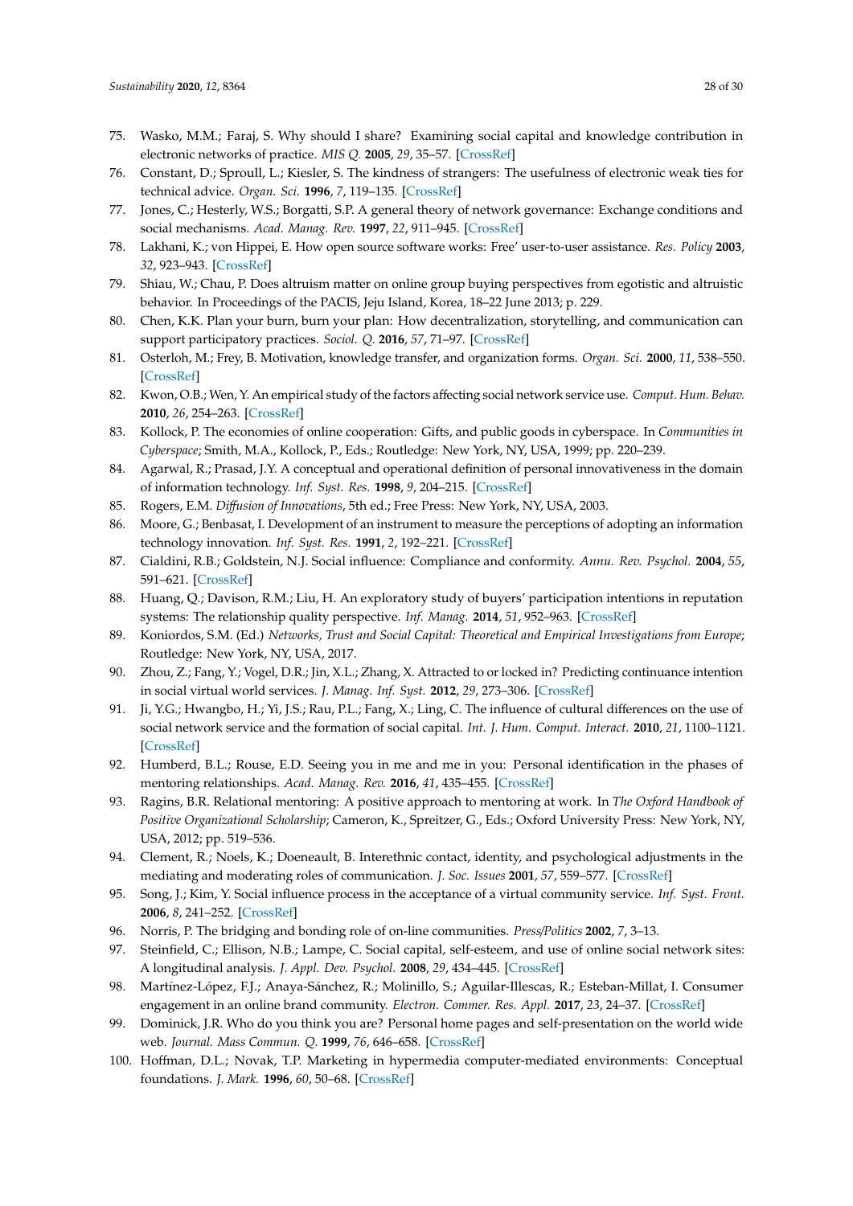75. Wasko, M.M.; Faraj, S. Why should I share? Examining social capital and knowledge contribution in electronic networks of practice. *MIS Q.* **2005**, *29*, 35–57. [CrossRef]
76. Constant, D.; Sproull, L.; Kiesler, S. The kindness of strangers: The usefulness of electronic weak ties for technical advice. *Organ. Sci.* **1996**, *7*, 119–135. [CrossRef]
77. Jones, C.; Hesterly, W.S.; Borgatti, S.P. A general theory of network governance: Exchange conditions and social mechanisms. *Acad. Manag. Rev.* **1997**, *22*, 911–945. [CrossRef]
78. Lakhani, K.; von Hippei, E. How open source software works: Free' user-to-user assistance. *Res. Policy* **2003**, *32*, 923–943. [CrossRef]
79. Shiau, W.; Chau, P. Does altruism matter on online group buying perspectives from egotistic and altruistic behavior. In Proceedings of the PACIS, Jeju Island, Korea, 18–22 June 2013; p. 229.
80. Chen, K.K. Plan your burn, burn your plan: How decentralization, storytelling, and communication can support participatory practices. *Sociol. Q.* **2016**, *57*, 71–97. [CrossRef]
81. Osterloh, M.; Frey, B. Motivation, knowledge transfer, and organization forms. *Organ. Sci.* **2000**, *11*, 538–550. [CrossRef]
82. Kwon, O.B.; Wen, Y. An empirical study of the factors affecting social network service use. *Comput. Hum. Behav.* **2010**, *26*, 254–263. [CrossRef]
83. Kollock, P. The economies of online cooperation: Gifts, and public goods in cyberspace. In *Communities in Cyberspace*; Smith, M.A., Kollock, P., Eds.; Routledge: New York, NY, USA, 1999; pp. 220–239.
84. Agarwal, R.; Prasad, J.Y. A conceptual and operational definition of personal innovativeness in the domain of information technology. *Inf. Syst. Res.* **1998**, *9*, 204–215. [CrossRef]
85. Rogers, E.M. *Diffusion of Innovations*, 5th ed.; Free Press: New York, NY, USA, 2003.
86. Moore, G.; Benbasat, I. Development of an instrument to measure the perceptions of adopting an information technology innovation. *Inf. Syst. Res.* **1991**, *2*, 192–221. [CrossRef]
87. Cialdini, R.B.; Goldstein, N.J. Social influence: Compliance and conformity. *Annu. Rev. Psychol.* **2004**, *55*, 591–621. [CrossRef]
88. Huang, Q.; Davison, R.M.; Liu, H. An exploratory study of buyers' participation intentions in reputation systems: The relationship quality perspective. *Inf. Manag.* **2014**, *51*, 952–963. [CrossRef]
89. Koniordos, S.M. (Ed.) *Networks, Trust and Social Capital: Theoretical and Empirical Investigations from Europe*; Routledge: New York, NY, USA, 2017.
90. Zhou, Z.; Fang, Y.; Vogel, D.R.; Jin, X.L.; Zhang, X. Attracted to or locked in? Predicting continuance intention in social virtual world services. *J. Manag. Inf. Syst.* **2012**, *29*, 273–306. [CrossRef]
91. Ji, Y.G.; Hwangbo, H.; Yi, J.S.; Rau, P.L.; Fang, X.; Ling, C. The influence of cultural differences on the use of social network service and the formation of social capital. *Int. J. Hum. Comput. Interact.* **2010**, *21*, 1100–1121. [CrossRef]
92. Humberd, B.L.; Rouse, E.D. Seeing you in me and me in you: Personal identification in the phases of mentoring relationships. *Acad. Manag. Rev.* **2016**, *41*, 435–455. [CrossRef]
93. Ragins, B.R. Relational mentoring: A positive approach to mentoring at work. In *The Oxford Handbook of Positive Organizational Scholarship*; Cameron, K., Spreitzer, G., Eds.; Oxford University Press: New York, NY, USA, 2012; pp. 519–536.
94. Clement, R.; Noels, K.; Doeneault, B. Interethnic contact, identity, and psychological adjustments in the mediating and moderating roles of communication. *J. Soc. Issues* **2001**, *57*, 559–577. [CrossRef]
95. Song, J.; Kim, Y. Social influence process in the acceptance of a virtual community service. *Inf. Syst. Front.* **2006**, *8*, 241–252. [CrossRef]
96. Norris, P. The bridging and bonding role of on-line communities. *Press/Politics* **2002**, *7*, 3–13.
97. Steinfield, C.; Ellison, N.B.; Lampe, C. Social capital, self-esteem, and use of online social network sites: A longitudinal analysis. *J. Appl. Dev. Psychol.* **2008**, *29*, 434–445. [CrossRef]
98. Martínez-López, F.J.; Anaya-Sánchez, R.; Molinillo, S.; Aguilar-Illescas, R.; Esteban-Millat, I. Consumer engagement in an online brand community. *Electron. Commer. Res. Appl.* **2017**, *23*, 24–37. [CrossRef]
99. Dominick, J.R. Who do you think you are? Personal home pages and self-presentation on the world wide web. *Journal. Mass Commun. Q.* **1999**, *76*, 646–658. [CrossRef]
100. Hoffman, D.L.; Novak, T.P. Marketing in hypermedia computer-mediated environments: Conceptual foundations. *J. Mark.* **1996**, *60*, 50–68. [CrossRef]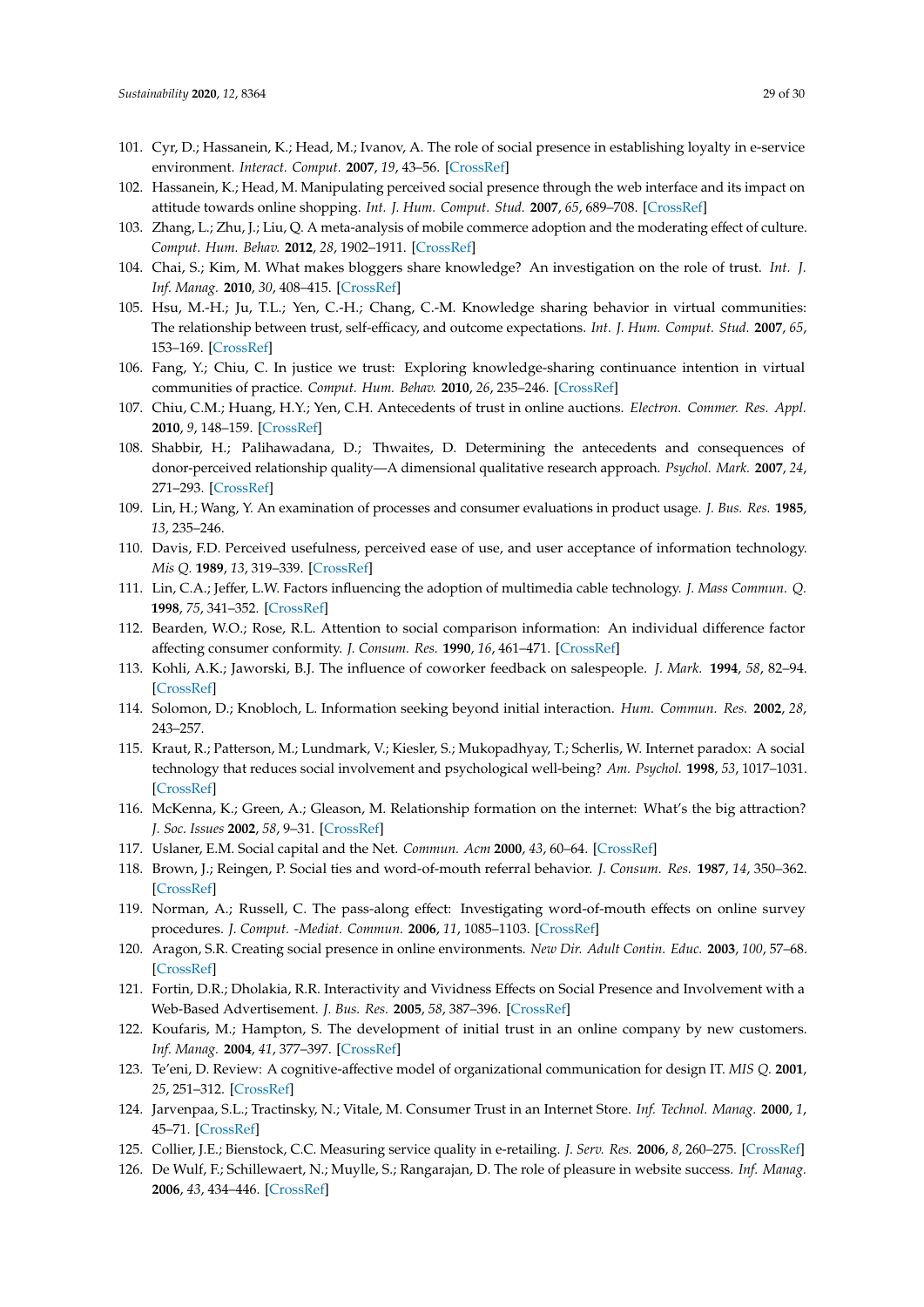101. Cyr, D.; Hassanein, K.; Head, M.; Ivanov, A. The role of social presence in establishing loyalty in e-service environment. *Interact. Comput.* **2007**, *19*, 43–56. [CrossRef]
102. Hassanein, K.; Head, M. Manipulating perceived social presence through the web interface and its impact on attitude towards online shopping. *Int. J. Hum. Comput. Stud.* **2007**, *65*, 689–708. [CrossRef]
103. Zhang, L.; Zhu, J.; Liu, Q. A meta-analysis of mobile commerce adoption and the moderating effect of culture. *Comput. Hum. Behav.* **2012**, *28*, 1902–1911. [CrossRef]
104. Chai, S.; Kim, M. What makes bloggers share knowledge? An investigation on the role of trust. *Int. J. Inf. Manag.* **2010**, *30*, 408–415. [CrossRef]
105. Hsu, M.-H.; Ju, T.L.; Yen, C.-H.; Chang, C.-M. Knowledge sharing behavior in virtual communities: The relationship between trust, self-efficacy, and outcome expectations. *Int. J. Hum. Comput. Stud.* **2007**, *65*, 153–169. [CrossRef]
106. Fang, Y.; Chiu, C. In justice we trust: Exploring knowledge-sharing continuance intention in virtual communities of practice. *Comput. Hum. Behav.* **2010**, *26*, 235–246. [CrossRef]
107. Chiu, C.M.; Huang, H.Y.; Yen, C.H. Antecedents of trust in online auctions. *Electron. Commer. Res. Appl.* **2010**, *9*, 148–159. [CrossRef]
108. Shabbir, H.; Palihawadana, D.; Thwaites, D. Determining the antecedents and consequences of donor-perceived relationship quality—A dimensional qualitative research approach. *Psychol. Mark.* **2007**, *24*, 271–293. [CrossRef]
109. Lin, H.; Wang, Y. An examination of processes and consumer evaluations in product usage. *J. Bus. Res.* **1985**, *13*, 235–246.
110. Davis, F.D. Perceived usefulness, perceived ease of use, and user acceptance of information technology. *Mis Q.* **1989**, *13*, 319–339. [CrossRef]
111. Lin, C.A.; Jeffer, L.W. Factors influencing the adoption of multimedia cable technology. *J. Mass Commun. Q.* **1998**, *75*, 341–352. [CrossRef]
112. Bearden, W.O.; Rose, R.L. Attention to social comparison information: An individual difference factor affecting consumer conformity. *J. Consum. Res.* **1990**, *16*, 461–471. [CrossRef]
113. Kohli, A.K.; Jaworski, B.J. The influence of coworker feedback on salespeople. *J. Mark.* **1994**, *58*, 82–94. [CrossRef]
114. Solomon, D.; Knobloch, L. Information seeking beyond initial interaction. *Hum. Commun. Res.* **2002**, *28*, 243–257.
115. Kraut, R.; Patterson, M.; Lundmark, V.; Kiesler, S.; Mukopadhyay, T.; Scherlis, W. Internet paradox: A social technology that reduces social involvement and psychological well-being? *Am. Psychol.* **1998**, *53*, 1017–1031. [CrossRef]
116. McKenna, K.; Green, A.; Gleason, M. Relationship formation on the internet: What's the big attraction? *J. Soc. Issues* **2002**, *58*, 9–31. [CrossRef]
117. Uslaner, E.M. Social capital and the Net. *Commun. Acm* **2000**, *43*, 60–64. [CrossRef]
118. Brown, J.; Reingen, P. Social ties and word-of-mouth referral behavior. *J. Consum. Res.* **1987**, *14*, 350–362. [CrossRef]
119. Norman, A.; Russell, C. The pass-along effect: Investigating word-of-mouth effects on online survey procedures. *J. Comput. -Mediat. Commun.* **2006**, *11*, 1085–1103. [CrossRef]
120. Aragon, S.R. Creating social presence in online environments. *New Dir. Adult Contin. Educ.* **2003**, *100*, 57–68. [CrossRef]
121. Fortin, D.R.; Dholakia, R.R. Interactivity and Vividness Effects on Social Presence and Involvement with a Web-Based Advertisement. *J. Bus. Res.* **2005**, *58*, 387–396. [CrossRef]
122. Koufaris, M.; Hampton, S. The development of initial trust in an online company by new customers. *Inf. Manag.* **2004**, *41*, 377–397. [CrossRef]
123. Te'eni, D. Review: A cognitive-affective model of organizational communication for design IT. *MIS Q.* **2001**, *25*, 251–312. [CrossRef]
124. Jarvenpaa, S.L.; Tractinsky, N.; Vitale, M. Consumer Trust in an Internet Store. *Inf. Technol. Manag.* **2000**, *1*, 45–71. [CrossRef]
125. Collier, J.E.; Bienstock, C.C. Measuring service quality in e-retailing. *J. Serv. Res.* **2006**, *8*, 260–275. [CrossRef]
126. De Wulf, F.; Schillewaert, N.; Muylle, S.; Rangarajan, D. The role of pleasure in website success. *Inf. Manag.* **2006**, *43*, 434–446. [CrossRef]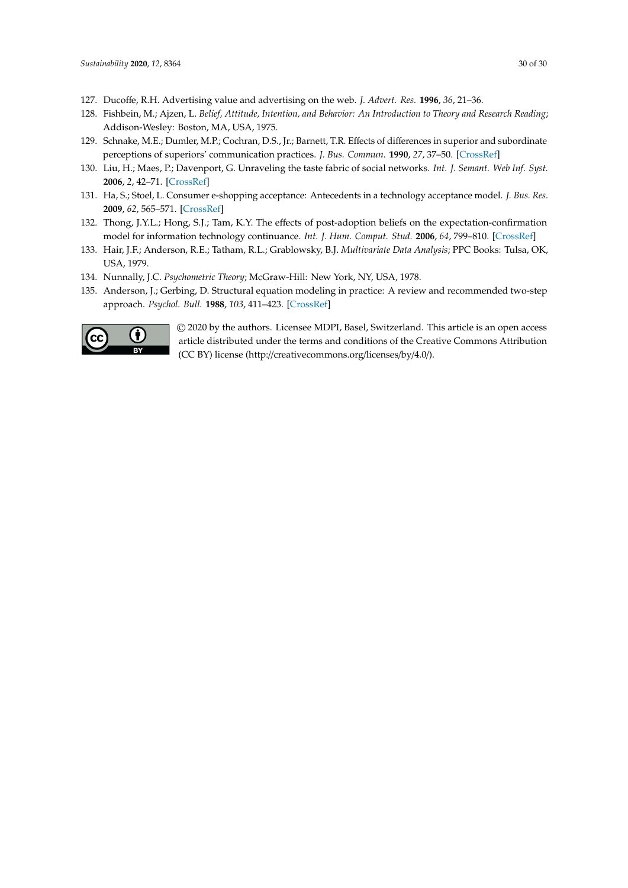127. Ducoffe, R.H. Advertising value and advertising on the web. *J. Advert. Res.* **1996**, *36*, 21–36.
128. Fishbein, M.; Ajzen, L. *Belief, Attitude, Intention, and Behavior: An Introduction to Theory and Research Reading*; Addison-Wesley: Boston, MA, USA, 1975.
129. Schnake, M.E.; Dumler, M.P.; Cochran, D.S., Jr.; Barnett, T.R. Effects of differences in superior and subordinate perceptions of superiors' communication practices. *J. Bus. Commun.* **1990**, *27*, 37–50. [CrossRef]
130. Liu, H.; Maes, P.; Davenport, G. Unraveling the taste fabric of social networks. *Int. J. Semant. Web Inf. Syst.* **2006**, *2*, 42–71. [CrossRef]
131. Ha, S.; Stoel, L. Consumer e-shopping acceptance: Antecedents in a technology acceptance model. *J. Bus. Res.* **2009**, *62*, 565–571. [CrossRef]
132. Thong, J.Y.L.; Hong, S.J.; Tam, K.Y. The effects of post-adoption beliefs on the expectation-confirmation model for information technology continuance. *Int. J. Hum. Comput. Stud.* **2006**, *64*, 799–810. [CrossRef]
133. Hair, J.F.; Anderson, R.E.; Tatham, R.L.; Grablowsky, B.J. *Multivariate Data Analysis*; PPC Books: Tulsa, OK, USA, 1979.
134. Nunnally, J.C. *Psychometric Theory*; McGraw-Hill: New York, NY, USA, 1978.
135. Anderson, J.; Gerbing, D. Structural equation modeling in practice: A review and recommended two-step approach. *Psychol. Bull.* **1988**, *103*, 411–423. [CrossRef]

© 2020 by the authors. Licensee MDPI, Basel, Switzerland. This article is an open access article distributed under the terms and conditions of the Creative Commons Attribution (CC BY) license (http://creativecommons.org/licenses/by/4.0/).